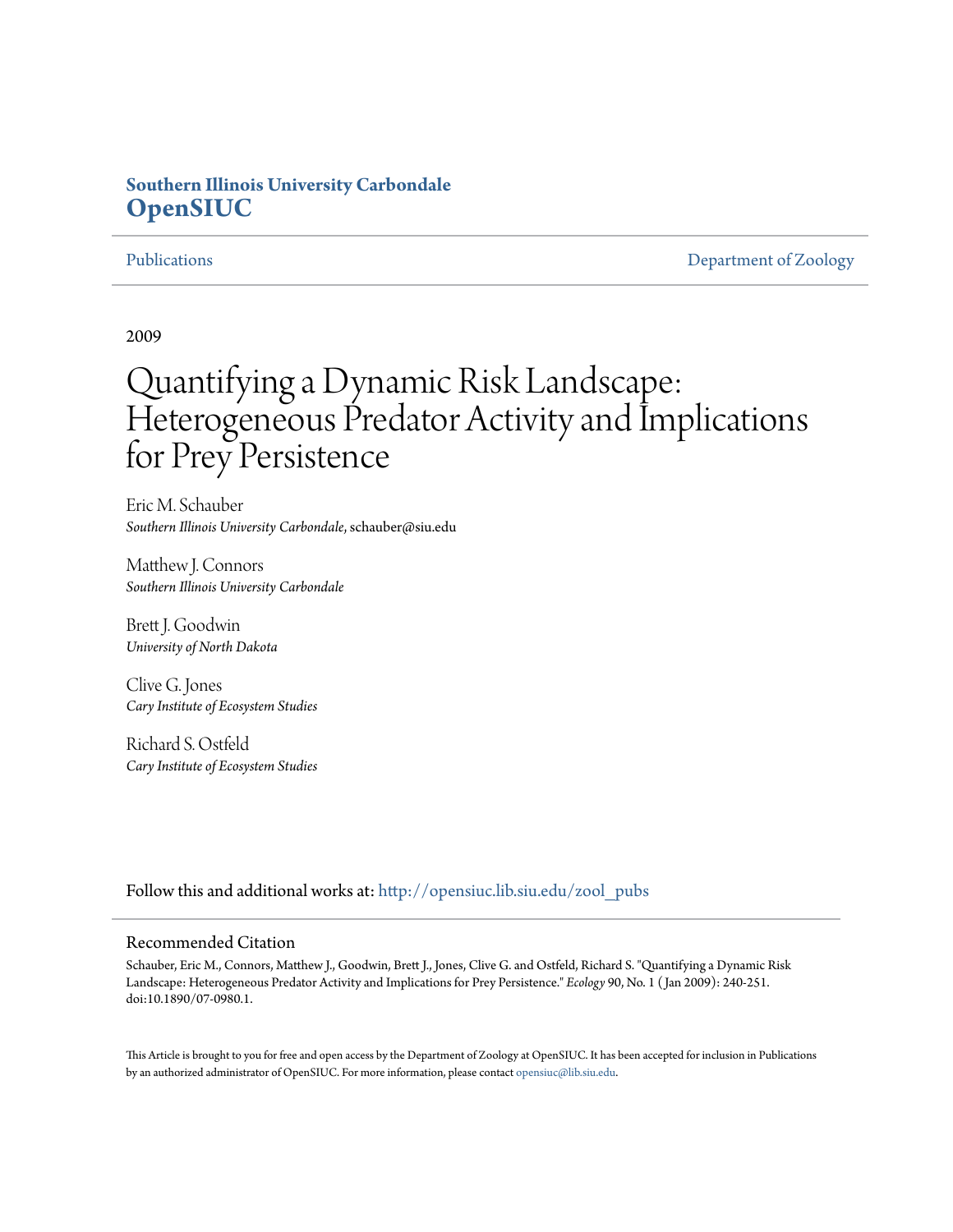**Southern Illinois University Carbondale**
**OpenSIUC**

Publications | Department of Zoology

2009

# Quantifying a Dynamic Risk Landscape: Heterogeneous Predator Activity and Implications for Prey Persistence

Eric M. Schauber
*Southern Illinois University Carbondale*, schauber@siu.edu

Matthew J. Connors
*Southern Illinois University Carbondale*

Brett J. Goodwin
*University of North Dakota*

Clive G. Jones
*Cary Institute of Ecosystem Studies*

Richard S. Ostfeld
*Cary Institute of Ecosystem Studies*

Follow this and additional works at: http://opensiuc.lib.siu.edu/zool_pubs

## Recommended Citation

Schauber, Eric M., Connors, Matthew J., Goodwin, Brett J., Jones, Clive G. and Ostfeld, Richard S. "Quantifying a Dynamic Risk Landscape: Heterogeneous Predator Activity and Implications for Prey Persistence." *Ecology* 90, No. 1 ( Jan 2009): 240-251. doi:10.1890/07-0980.1.

This Article is brought to you for free and open access by the Department of Zoology at OpenSIUC. It has been accepted for inclusion in Publications by an authorized administrator of OpenSIUC. For more information, please contact opensiuc@lib.siu.edu.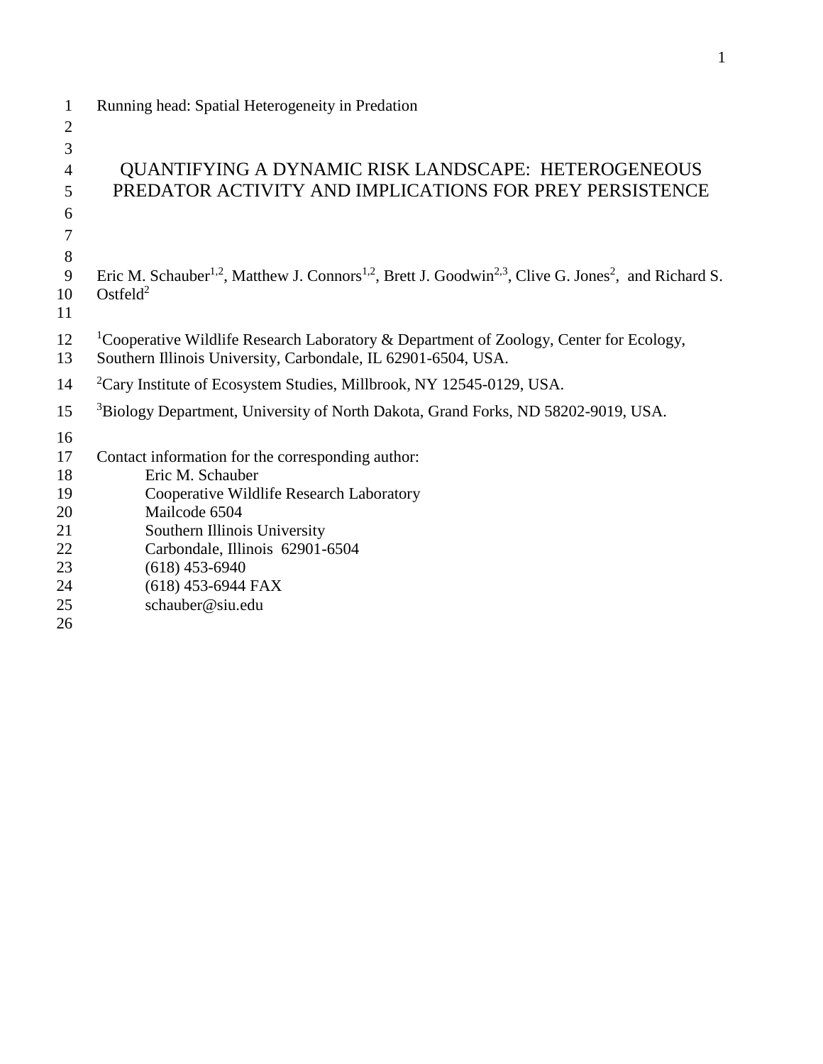Running head: Spatial Heterogeneity in Predation

# QUANTIFYING A DYNAMIC RISK LANDSCAPE: HETEROGENEOUS PREDATOR ACTIVITY AND IMPLICATIONS FOR PREY PERSISTENCE

Eric M. Schauber[1,2], Matthew J. Connors[1,2], Brett J. Goodwin[2,3], Clive G. Jones[2], and Richard S. Ostfeld[2]

[1]Cooperative Wildlife Research Laboratory & Department of Zoology, Center for Ecology, Southern Illinois University, Carbondale, IL 62901-6504, USA.

[2]Cary Institute of Ecosystem Studies, Millbrook, NY 12545-0129, USA.

[3]Biology Department, University of North Dakota, Grand Forks, ND 58202-9019, USA.

Contact information for the corresponding author:

Eric M. Schauber
Cooperative Wildlife Research Laboratory
Mailcode 6504
Southern Illinois University
Carbondale, Illinois 62901-6504
(618) 453-6940
(618) 453-6944 FAX
schauber@siu.edu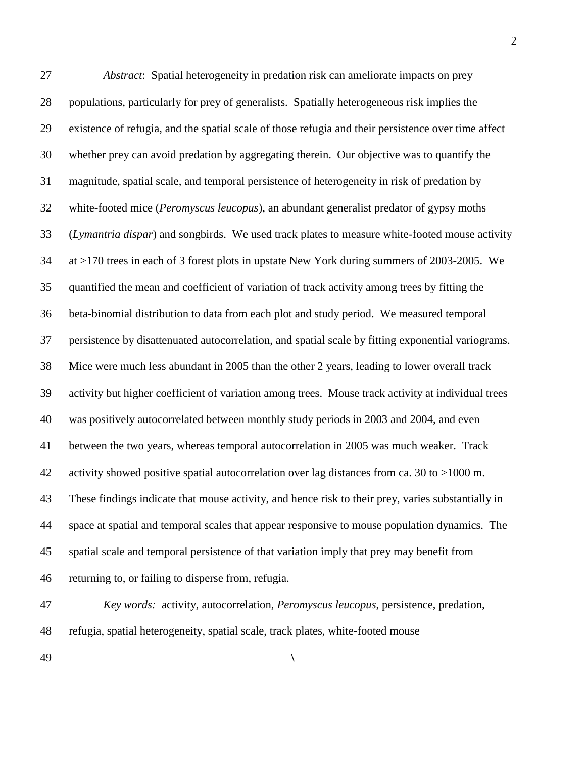*Abstract*: Spatial heterogeneity in predation risk can ameliorate impacts on prey populations, particularly for prey of generalists. Spatially heterogeneous risk implies the existence of refugia, and the spatial scale of those refugia and their persistence over time affect whether prey can avoid predation by aggregating therein. Our objective was to quantify the magnitude, spatial scale, and temporal persistence of heterogeneity in risk of predation by white-footed mice (*Peromyscus leucopus*), an abundant generalist predator of gypsy moths (*Lymantria dispar*) and songbirds. We used track plates to measure white-footed mouse activity at >170 trees in each of 3 forest plots in upstate New York during summers of 2003-2005. We quantified the mean and coefficient of variation of track activity among trees by fitting the beta-binomial distribution to data from each plot and study period. We measured temporal persistence by disattenuated autocorrelation, and spatial scale by fitting exponential variograms. Mice were much less abundant in 2005 than the other 2 years, leading to lower overall track activity but higher coefficient of variation among trees. Mouse track activity at individual trees was positively autocorrelated between monthly study periods in 2003 and 2004, and even between the two years, whereas temporal autocorrelation in 2005 was much weaker. Track activity showed positive spatial autocorrelation over lag distances from ca. 30 to >1000 m. These findings indicate that mouse activity, and hence risk to their prey, varies substantially in space at spatial and temporal scales that appear responsive to mouse population dynamics. The spatial scale and temporal persistence of that variation imply that prey may benefit from returning to, or failing to disperse from, refugia.

*Key words:* activity, autocorrelation, *Peromyscus leucopus*, persistence, predation, refugia, spatial heterogeneity, spatial scale, track plates, white-footed mouse

\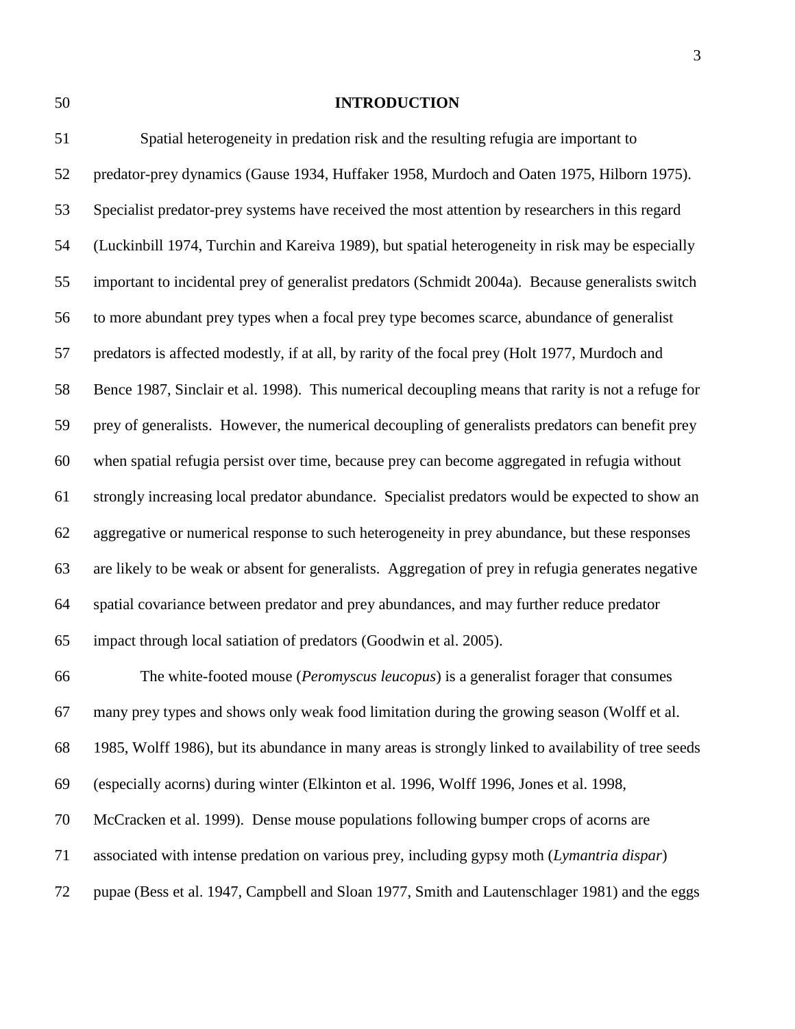## INTRODUCTION

Spatial heterogeneity in predation risk and the resulting refugia are important to predator-prey dynamics (Gause 1934, Huffaker 1958, Murdoch and Oaten 1975, Hilborn 1975). Specialist predator-prey systems have received the most attention by researchers in this regard (Luckinbill 1974, Turchin and Kareiva 1989), but spatial heterogeneity in risk may be especially important to incidental prey of generalist predators (Schmidt 2004a). Because generalists switch to more abundant prey types when a focal prey type becomes scarce, abundance of generalist predators is affected modestly, if at all, by rarity of the focal prey (Holt 1977, Murdoch and Bence 1987, Sinclair et al. 1998). This numerical decoupling means that rarity is not a refuge for prey of generalists. However, the numerical decoupling of generalists predators can benefit prey when spatial refugia persist over time, because prey can become aggregated in refugia without strongly increasing local predator abundance. Specialist predators would be expected to show an aggregative or numerical response to such heterogeneity in prey abundance, but these responses are likely to be weak or absent for generalists. Aggregation of prey in refugia generates negative spatial covariance between predator and prey abundances, and may further reduce predator impact through local satiation of predators (Goodwin et al. 2005).

The white-footed mouse (*Peromyscus leucopus*) is a generalist forager that consumes many prey types and shows only weak food limitation during the growing season (Wolff et al. 1985, Wolff 1986), but its abundance in many areas is strongly linked to availability of tree seeds (especially acorns) during winter (Elkinton et al. 1996, Wolff 1996, Jones et al. 1998, McCracken et al. 1999). Dense mouse populations following bumper crops of acorns are associated with intense predation on various prey, including gypsy moth (*Lymantria dispar*) pupae (Bess et al. 1947, Campbell and Sloan 1977, Smith and Lautenschlager 1981) and the eggs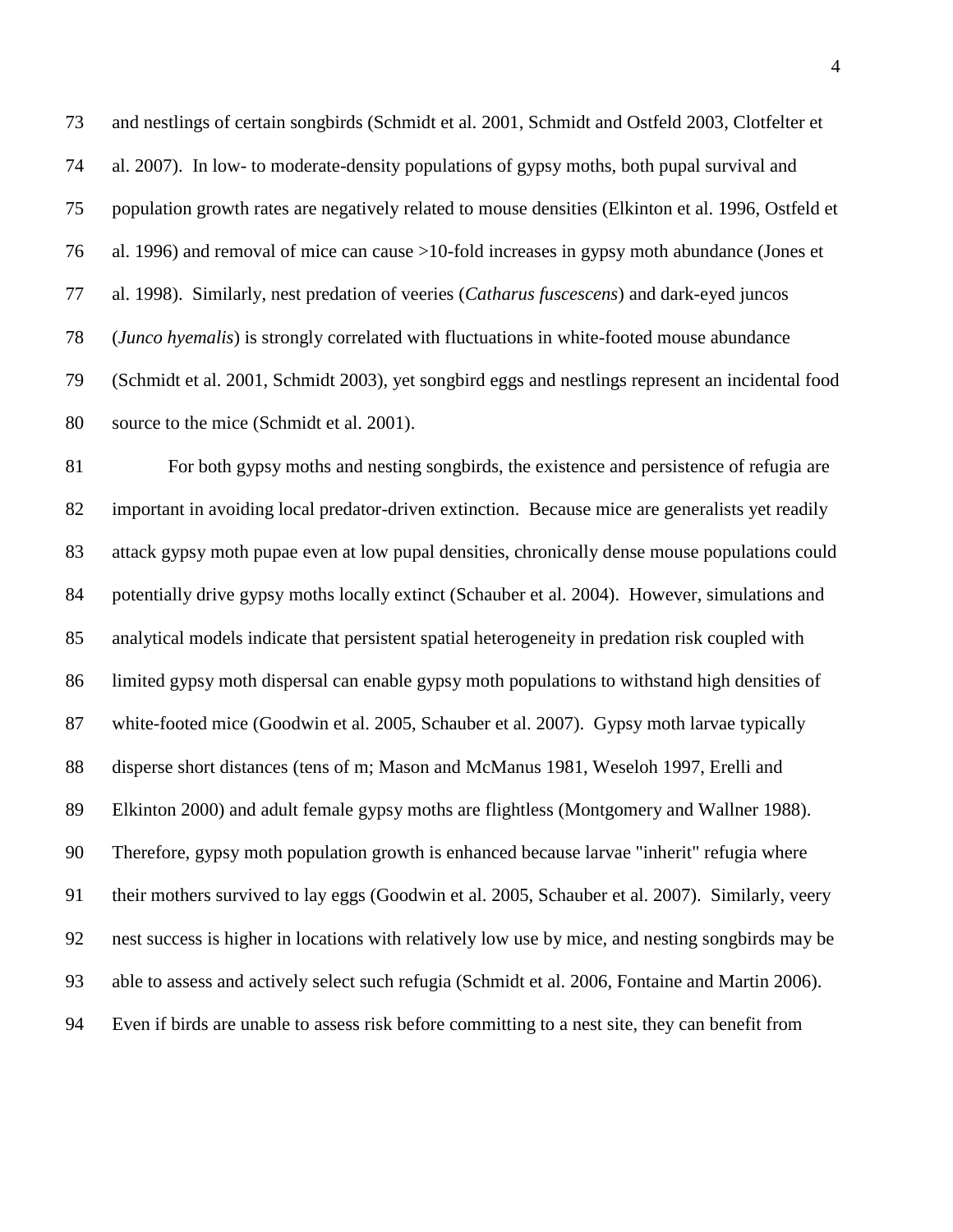and nestlings of certain songbirds (Schmidt et al. 2001, Schmidt and Ostfeld 2003, Clotfelter et al. 2007). In low- to moderate-density populations of gypsy moths, both pupal survival and population growth rates are negatively related to mouse densities (Elkinton et al. 1996, Ostfeld et al. 1996) and removal of mice can cause >10-fold increases in gypsy moth abundance (Jones et al. 1998). Similarly, nest predation of veeries (*Catharus fuscescens*) and dark-eyed juncos (*Junco hyemalis*) is strongly correlated with fluctuations in white-footed mouse abundance (Schmidt et al. 2001, Schmidt 2003), yet songbird eggs and nestlings represent an incidental food source to the mice (Schmidt et al. 2001).

For both gypsy moths and nesting songbirds, the existence and persistence of refugia are important in avoiding local predator-driven extinction. Because mice are generalists yet readily attack gypsy moth pupae even at low pupal densities, chronically dense mouse populations could potentially drive gypsy moths locally extinct (Schauber et al. 2004). However, simulations and analytical models indicate that persistent spatial heterogeneity in predation risk coupled with limited gypsy moth dispersal can enable gypsy moth populations to withstand high densities of white-footed mice (Goodwin et al. 2005, Schauber et al. 2007). Gypsy moth larvae typically disperse short distances (tens of m; Mason and McManus 1981, Weseloh 1997, Erelli and Elkinton 2000) and adult female gypsy moths are flightless (Montgomery and Wallner 1988). Therefore, gypsy moth population growth is enhanced because larvae "inherit" refugia where their mothers survived to lay eggs (Goodwin et al. 2005, Schauber et al. 2007). Similarly, veery nest success is higher in locations with relatively low use by mice, and nesting songbirds may be able to assess and actively select such refugia (Schmidt et al. 2006, Fontaine and Martin 2006). Even if birds are unable to assess risk before committing to a nest site, they can benefit from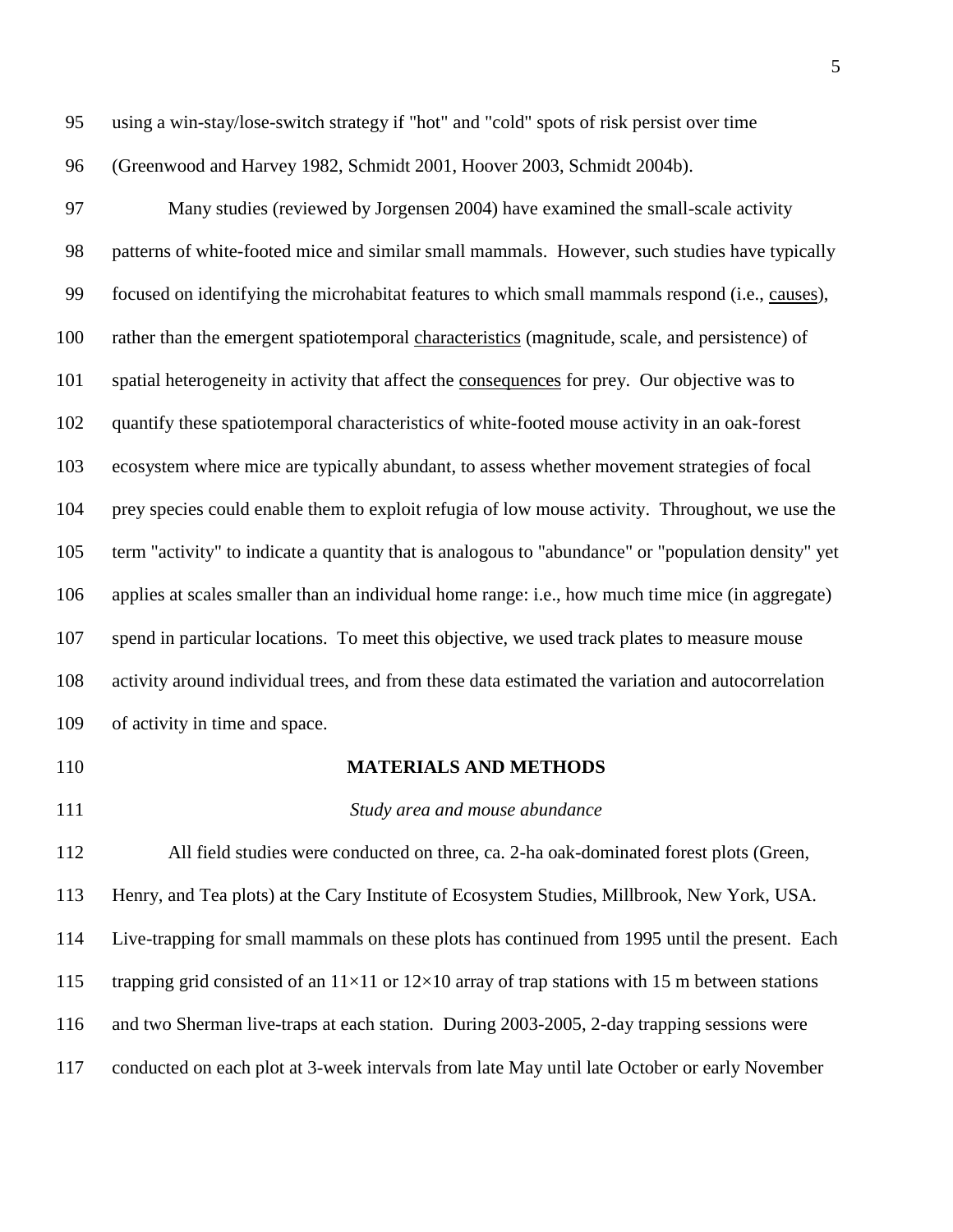using a win-stay/lose-switch strategy if "hot" and "cold" spots of risk persist over time (Greenwood and Harvey 1982, Schmidt 2001, Hoover 2003, Schmidt 2004b).

Many studies (reviewed by Jorgensen 2004) have examined the small-scale activity patterns of white-footed mice and similar small mammals. However, such studies have typically focused on identifying the microhabitat features to which small mammals respond (i.e., causes), rather than the emergent spatiotemporal characteristics (magnitude, scale, and persistence) of spatial heterogeneity in activity that affect the consequences for prey. Our objective was to quantify these spatiotemporal characteristics of white-footed mouse activity in an oak-forest ecosystem where mice are typically abundant, to assess whether movement strategies of focal prey species could enable them to exploit refugia of low mouse activity. Throughout, we use the term "activity" to indicate a quantity that is analogous to "abundance" or "population density" yet applies at scales smaller than an individual home range: i.e., how much time mice (in aggregate) spend in particular locations. To meet this objective, we used track plates to measure mouse activity around individual trees, and from these data estimated the variation and autocorrelation of activity in time and space.

## MATERIALS AND METHODS

### *Study area and mouse abundance*

All field studies were conducted on three, ca. 2-ha oak-dominated forest plots (Green, Henry, and Tea plots) at the Cary Institute of Ecosystem Studies, Millbrook, New York, USA. Live-trapping for small mammals on these plots has continued from 1995 until the present. Each trapping grid consisted of an 11×11 or 12×10 array of trap stations with 15 m between stations and two Sherman live-traps at each station. During 2003-2005, 2-day trapping sessions were conducted on each plot at 3-week intervals from late May until late October or early November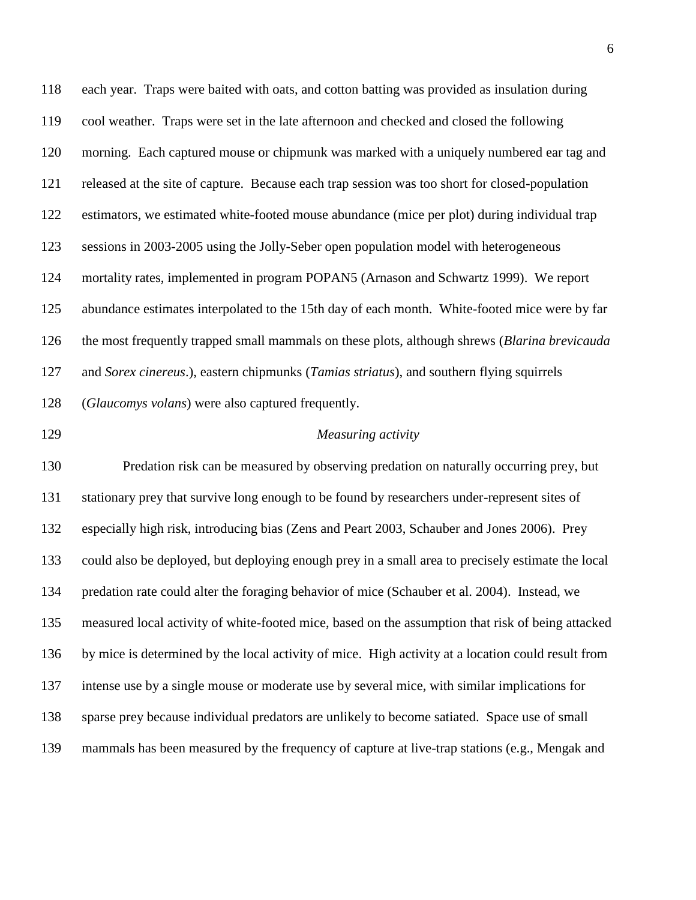each year. Traps were baited with oats, and cotton batting was provided as insulation during cool weather. Traps were set in the late afternoon and checked and closed the following morning. Each captured mouse or chipmunk was marked with a uniquely numbered ear tag and released at the site of capture. Because each trap session was too short for closed-population estimators, we estimated white-footed mouse abundance (mice per plot) during individual trap sessions in 2003-2005 using the Jolly-Seber open population model with heterogeneous mortality rates, implemented in program POPAN5 (Arnason and Schwartz 1999). We report abundance estimates interpolated to the 15th day of each month. White-footed mice were by far the most frequently trapped small mammals on these plots, although shrews (*Blarina brevicauda* and *Sorex cinereus*.), eastern chipmunks (*Tamias striatus*), and southern flying squirrels (*Glaucomys volans*) were also captured frequently.

### *Measuring activity*

Predation risk can be measured by observing predation on naturally occurring prey, but stationary prey that survive long enough to be found by researchers under-represent sites of especially high risk, introducing bias (Zens and Peart 2003, Schauber and Jones 2006). Prey could also be deployed, but deploying enough prey in a small area to precisely estimate the local predation rate could alter the foraging behavior of mice (Schauber et al. 2004). Instead, we measured local activity of white-footed mice, based on the assumption that risk of being attacked by mice is determined by the local activity of mice. High activity at a location could result from intense use by a single mouse or moderate use by several mice, with similar implications for sparse prey because individual predators are unlikely to become satiated. Space use of small mammals has been measured by the frequency of capture at live-trap stations (e.g., Mengak and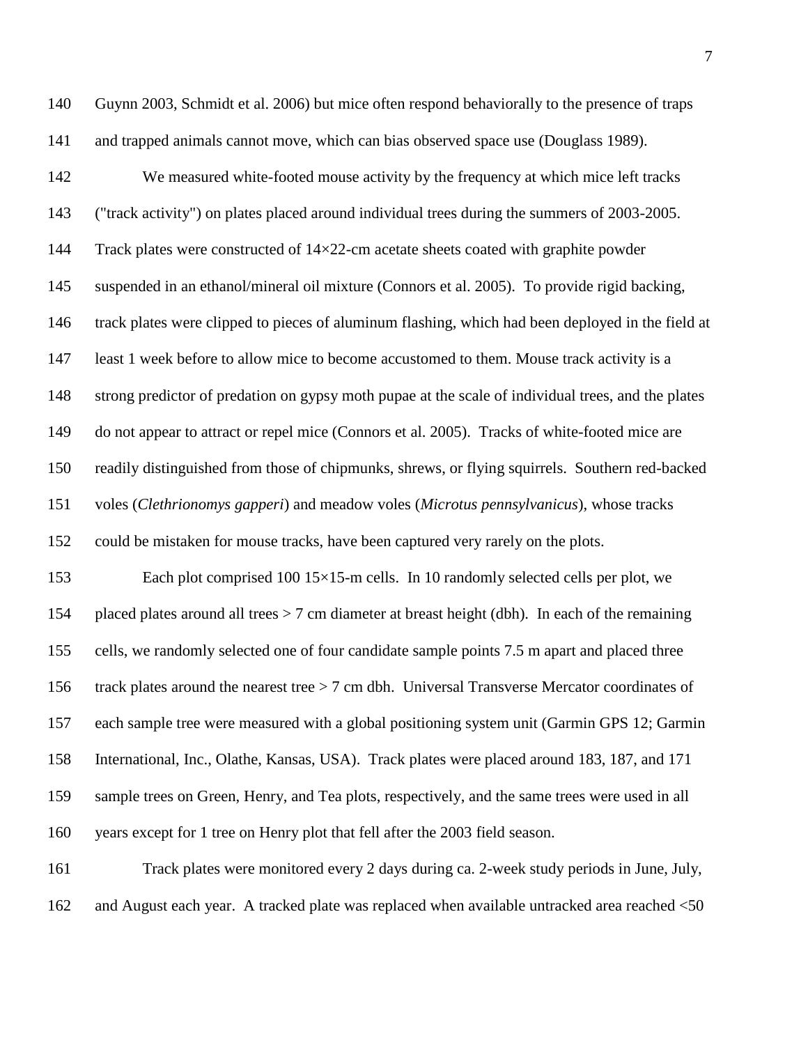Guynn 2003, Schmidt et al. 2006) but mice often respond behaviorally to the presence of traps and trapped animals cannot move, which can bias observed space use (Douglass 1989).

We measured white-footed mouse activity by the frequency at which mice left tracks ("track activity") on plates placed around individual trees during the summers of 2003-2005. Track plates were constructed of 14×22-cm acetate sheets coated with graphite powder suspended in an ethanol/mineral oil mixture (Connors et al. 2005). To provide rigid backing, track plates were clipped to pieces of aluminum flashing, which had been deployed in the field at least 1 week before to allow mice to become accustomed to them. Mouse track activity is a strong predictor of predation on gypsy moth pupae at the scale of individual trees, and the plates do not appear to attract or repel mice (Connors et al. 2005). Tracks of white-footed mice are readily distinguished from those of chipmunks, shrews, or flying squirrels. Southern red-backed voles (*Clethrionomys gapperi*) and meadow voles (*Microtus pennsylvanicus*), whose tracks could be mistaken for mouse tracks, have been captured very rarely on the plots.

Each plot comprised 100 15×15-m cells. In 10 randomly selected cells per plot, we placed plates around all trees > 7 cm diameter at breast height (dbh). In each of the remaining cells, we randomly selected one of four candidate sample points 7.5 m apart and placed three track plates around the nearest tree > 7 cm dbh. Universal Transverse Mercator coordinates of each sample tree were measured with a global positioning system unit (Garmin GPS 12; Garmin International, Inc., Olathe, Kansas, USA). Track plates were placed around 183, 187, and 171 sample trees on Green, Henry, and Tea plots, respectively, and the same trees were used in all years except for 1 tree on Henry plot that fell after the 2003 field season.

Track plates were monitored every 2 days during ca. 2-week study periods in June, July, and August each year. A tracked plate was replaced when available untracked area reached <50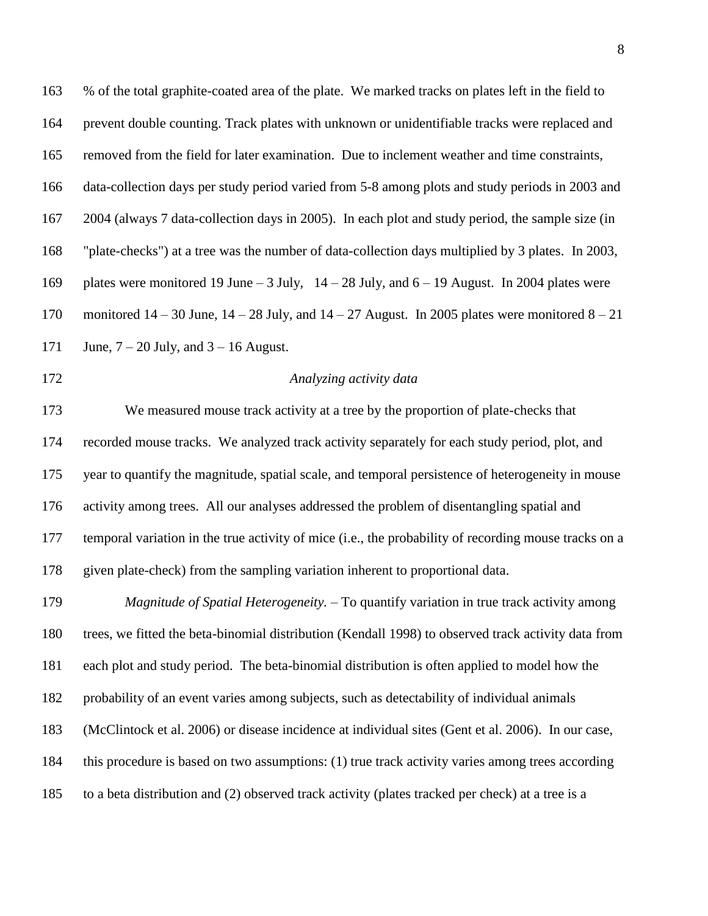% of the total graphite-coated area of the plate. We marked tracks on plates left in the field to prevent double counting. Track plates with unknown or unidentifiable tracks were replaced and removed from the field for later examination. Due to inclement weather and time constraints, data-collection days per study period varied from 5-8 among plots and study periods in 2003 and 2004 (always 7 data-collection days in 2005). In each plot and study period, the sample size (in "plate-checks") at a tree was the number of data-collection days multiplied by 3 plates. In 2003, plates were monitored 19 June – 3 July, 14 – 28 July, and 6 – 19 August. In 2004 plates were monitored 14 – 30 June, 14 – 28 July, and 14 – 27 August. In 2005 plates were monitored 8 – 21 June, 7 – 20 July, and 3 – 16 August.

*Analyzing activity data*

We measured mouse track activity at a tree by the proportion of plate-checks that recorded mouse tracks. We analyzed track activity separately for each study period, plot, and year to quantify the magnitude, spatial scale, and temporal persistence of heterogeneity in mouse activity among trees. All our analyses addressed the problem of disentangling spatial and temporal variation in the true activity of mice (i.e., the probability of recording mouse tracks on a given plate-check) from the sampling variation inherent to proportional data.

*Magnitude of Spatial Heterogeneity.* – To quantify variation in true track activity among trees, we fitted the beta-binomial distribution (Kendall 1998) to observed track activity data from each plot and study period. The beta-binomial distribution is often applied to model how the probability of an event varies among subjects, such as detectability of individual animals (McClintock et al. 2006) or disease incidence at individual sites (Gent et al. 2006). In our case, this procedure is based on two assumptions: (1) true track activity varies among trees according to a beta distribution and (2) observed track activity (plates tracked per check) at a tree is a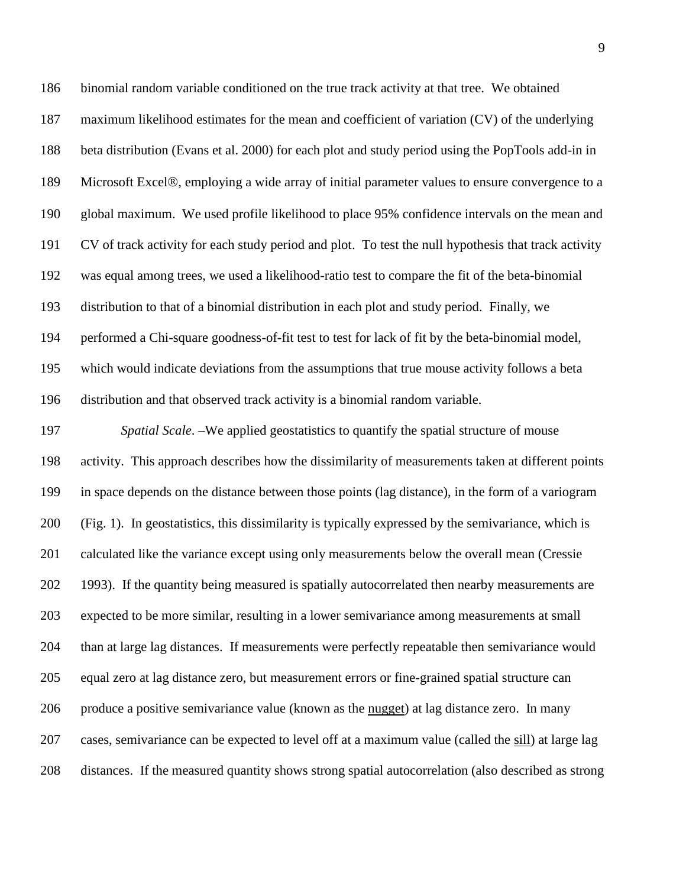binomial random variable conditioned on the true track activity at that tree. We obtained maximum likelihood estimates for the mean and coefficient of variation (CV) of the underlying beta distribution (Evans et al. 2000) for each plot and study period using the PopTools add-in in Microsoft Excel®, employing a wide array of initial parameter values to ensure convergence to a global maximum. We used profile likelihood to place 95% confidence intervals on the mean and CV of track activity for each study period and plot. To test the null hypothesis that track activity was equal among trees, we used a likelihood-ratio test to compare the fit of the beta-binomial distribution to that of a binomial distribution in each plot and study period. Finally, we performed a Chi-square goodness-of-fit test to test for lack of fit by the beta-binomial model, which would indicate deviations from the assumptions that true mouse activity follows a beta distribution and that observed track activity is a binomial random variable.

*Spatial Scale*. –We applied geostatistics to quantify the spatial structure of mouse activity. This approach describes how the dissimilarity of measurements taken at different points in space depends on the distance between those points (lag distance), in the form of a variogram (Fig. 1). In geostatistics, this dissimilarity is typically expressed by the semivariance, which is calculated like the variance except using only measurements below the overall mean (Cressie 1993). If the quantity being measured is spatially autocorrelated then nearby measurements are expected to be more similar, resulting in a lower semivariance among measurements at small than at large lag distances. If measurements were perfectly repeatable then semivariance would equal zero at lag distance zero, but measurement errors or fine-grained spatial structure can produce a positive semivariance value (known as the <u>nugget</u>) at lag distance zero. In many cases, semivariance can be expected to level off at a maximum value (called the <u>sill</u>) at large lag distances. If the measured quantity shows strong spatial autocorrelation (also described as strong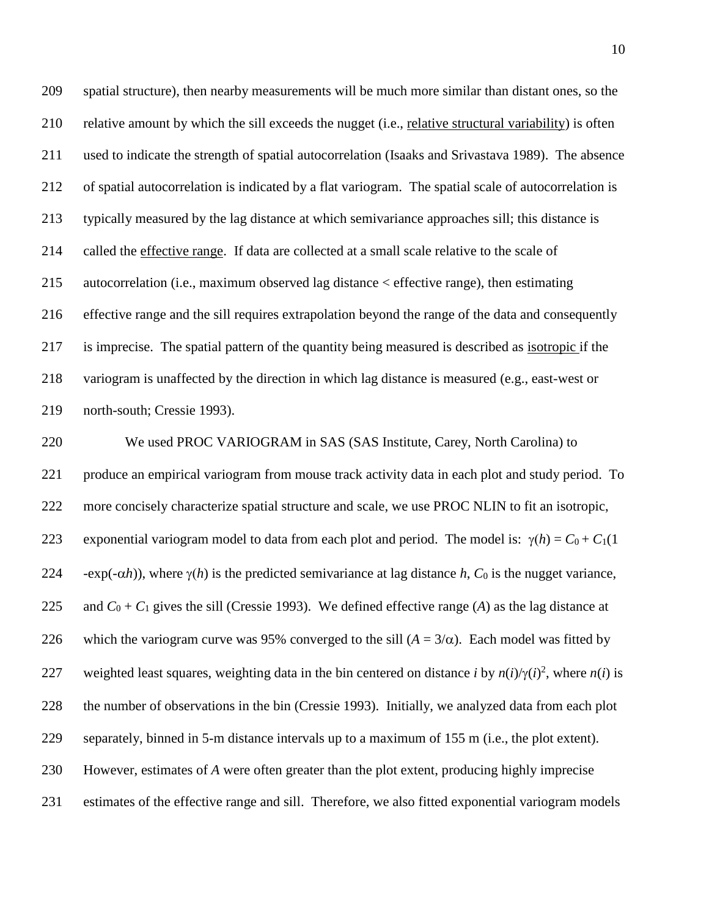spatial structure), then nearby measurements will be much more similar than distant ones, so the relative amount by which the sill exceeds the nugget (i.e., relative structural variability) is often used to indicate the strength of spatial autocorrelation (Isaaks and Srivastava 1989). The absence of spatial autocorrelation is indicated by a flat variogram. The spatial scale of autocorrelation is typically measured by the lag distance at which semivariance approaches sill; this distance is called the effective range. If data are collected at a small scale relative to the scale of autocorrelation (i.e., maximum observed lag distance < effective range), then estimating effective range and the sill requires extrapolation beyond the range of the data and consequently is imprecise. The spatial pattern of the quantity being measured is described as isotropic if the variogram is unaffected by the direction in which lag distance is measured (e.g., east-west or north-south; Cressie 1993).

We used PROC VARIOGRAM in SAS (SAS Institute, Carey, North Carolina) to produce an empirical variogram from mouse track activity data in each plot and study period. To more concisely characterize spatial structure and scale, we use PROC NLIN to fit an isotropic, exponential variogram model to data from each plot and period. The model is: $\gamma(h) = C_0 + C_1(1 - \exp(-\alpha h))$, where $\gamma(h)$ is the predicted semivariance at lag distance $h$, $C_0$ is the nugget variance, and $C_0 + C_1$ gives the sill (Cressie 1993). We defined effective range ($A$) as the lag distance at which the variogram curve was 95% converged to the sill ($A = 3/\alpha$). Each model was fitted by weighted least squares, weighting data in the bin centered on distance $i$ by $n(i)/\gamma(i)^2$, where $n(i)$ is the number of observations in the bin (Cressie 1993). Initially, we analyzed data from each plot separately, binned in 5-m distance intervals up to a maximum of 155 m (i.e., the plot extent). However, estimates of $A$ were often greater than the plot extent, producing highly imprecise estimates of the effective range and sill. Therefore, we also fitted exponential variogram models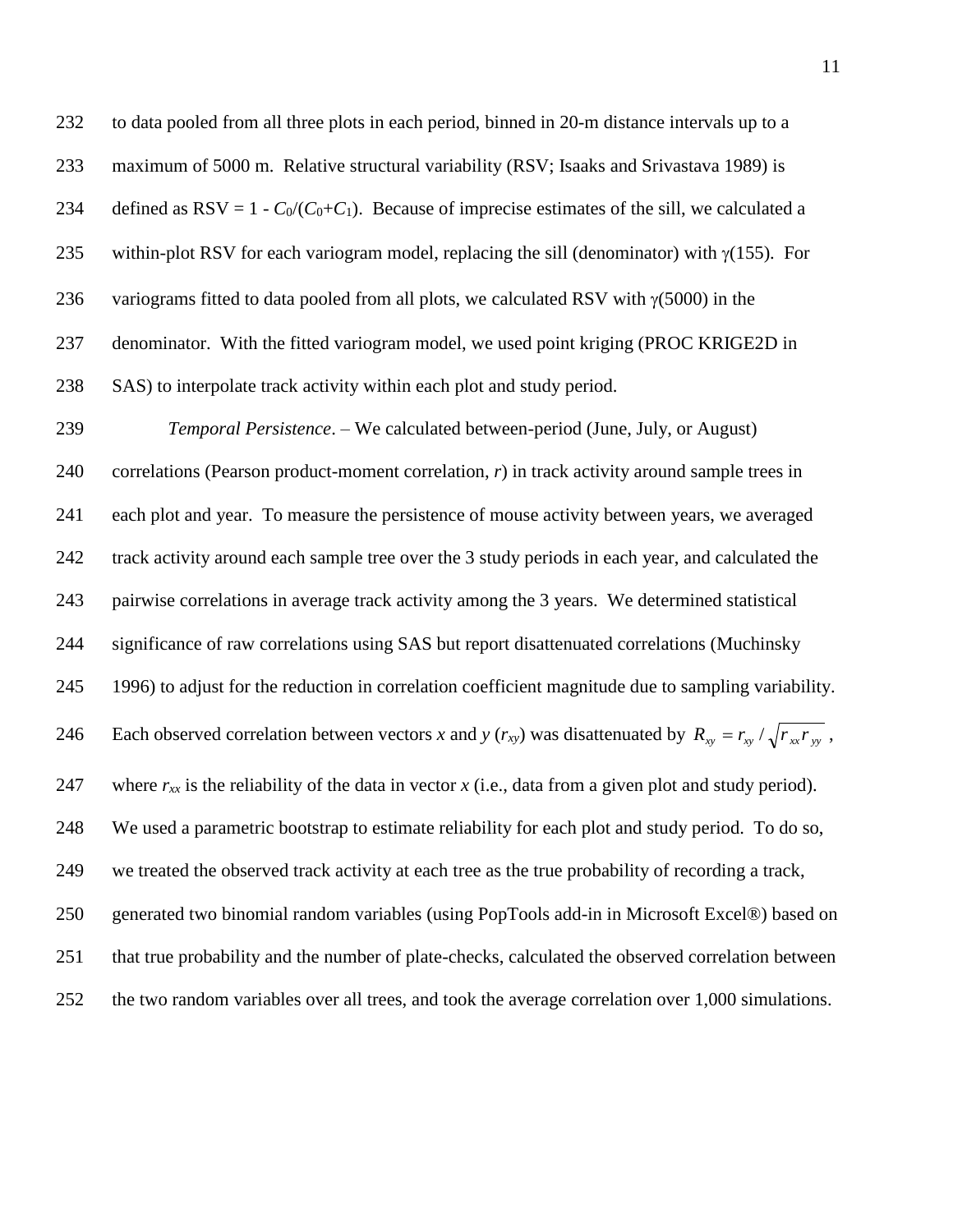to data pooled from all three plots in each period, binned in 20-m distance intervals up to a maximum of 5000 m. Relative structural variability (RSV; Isaaks and Srivastava 1989) is defined as RSV = 1 - $C_0/(C_0+C_1)$. Because of imprecise estimates of the sill, we calculated a within-plot RSV for each variogram model, replacing the sill (denominator) with $\gamma(155)$. For variograms fitted to data pooled from all plots, we calculated RSV with $\gamma(5000)$ in the denominator. With the fitted variogram model, we used point kriging (PROC KRIGE2D in SAS) to interpolate track activity within each plot and study period.

*Temporal Persistence*. – We calculated between-period (June, July, or August) correlations (Pearson product-moment correlation, $r$) in track activity around sample trees in each plot and year. To measure the persistence of mouse activity between years, we averaged track activity around each sample tree over the 3 study periods in each year, and calculated the pairwise correlations in average track activity among the 3 years. We determined statistical significance of raw correlations using SAS but report disattenuated correlations (Muchinsky 1996) to adjust for the reduction in correlation coefficient magnitude due to sampling variability. Each observed correlation between vectors $x$ and $y$ ($r_{xy}$) was disattenuated by $R_{xy} = r_{xy} / \sqrt{r_{xx} r_{yy}}$, where $r_{xx}$ is the reliability of the data in vector $x$ (i.e., data from a given plot and study period). We used a parametric bootstrap to estimate reliability for each plot and study period. To do so, we treated the observed track activity at each tree as the true probability of recording a track, generated two binomial random variables (using PopTools add-in in Microsoft Excel®) based on that true probability and the number of plate-checks, calculated the observed correlation between the two random variables over all trees, and took the average correlation over 1,000 simulations.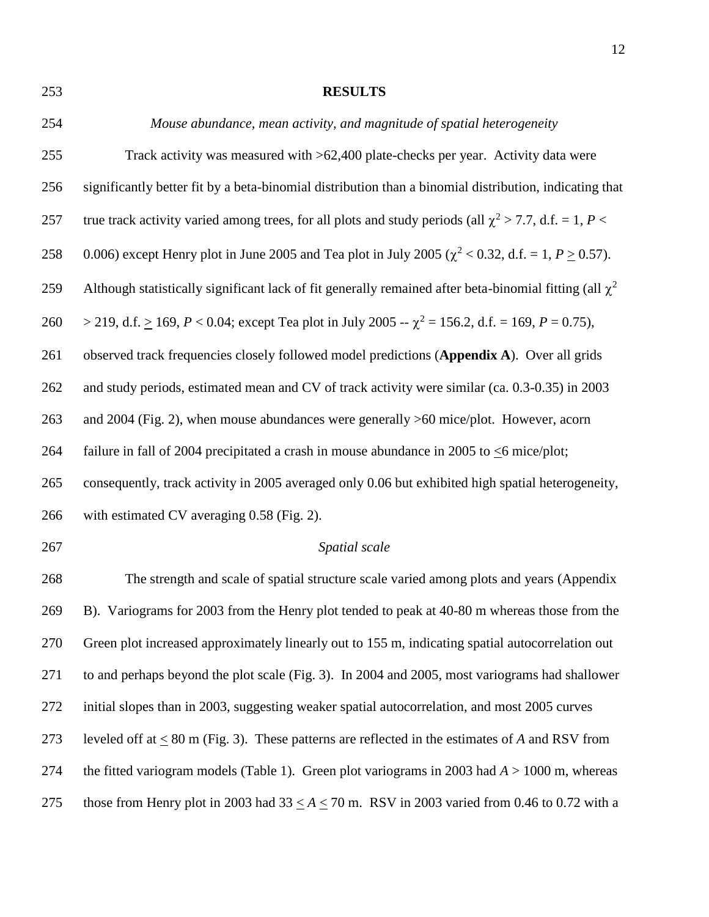# RESULTS

*Mouse abundance, mean activity, and magnitude of spatial heterogeneity*

Track activity was measured with >62,400 plate-checks per year. Activity data were significantly better fit by a beta-binomial distribution than a binomial distribution, indicating that true track activity varied among trees, for all plots and study periods (all $\chi^2 > 7.7$, d.f. = 1, $P < 0.006$) except Henry plot in June 2005 and Tea plot in July 2005 ($\chi^2 < 0.32$, d.f. = 1, $P \geq 0.57$). Although statistically significant lack of fit generally remained after beta-binomial fitting (all $\chi^2 > 219$, d.f. $\geq$ 169, $P < 0.04$; except Tea plot in July 2005 -- $\chi^2 = 156.2$, d.f. = 169, $P = 0.75$), observed track frequencies closely followed model predictions (**Appendix A**). Over all grids and study periods, estimated mean and CV of track activity were similar (ca. 0.3-0.35) in 2003 and 2004 (Fig. 2), when mouse abundances were generally >60 mice/plot. However, acorn failure in fall of 2004 precipitated a crash in mouse abundance in 2005 to $\leq$6 mice/plot; consequently, track activity in 2005 averaged only 0.06 but exhibited high spatial heterogeneity, with estimated CV averaging 0.58 (Fig. 2).

*Spatial scale*

The strength and scale of spatial structure scale varied among plots and years (Appendix B). Variograms for 2003 from the Henry plot tended to peak at 40-80 m whereas those from the Green plot increased approximately linearly out to 155 m, indicating spatial autocorrelation out to and perhaps beyond the plot scale (Fig. 3). In 2004 and 2005, most variograms had shallower initial slopes than in 2003, suggesting weaker spatial autocorrelation, and most 2005 curves leveled off at $\leq$ 80 m (Fig. 3). These patterns are reflected in the estimates of $A$ and RSV from the fitted variogram models (Table 1). Green plot variograms in 2003 had $A > 1000$ m, whereas those from Henry plot in 2003 had $33 \leq A \leq 70$ m. RSV in 2003 varied from 0.46 to 0.72 with a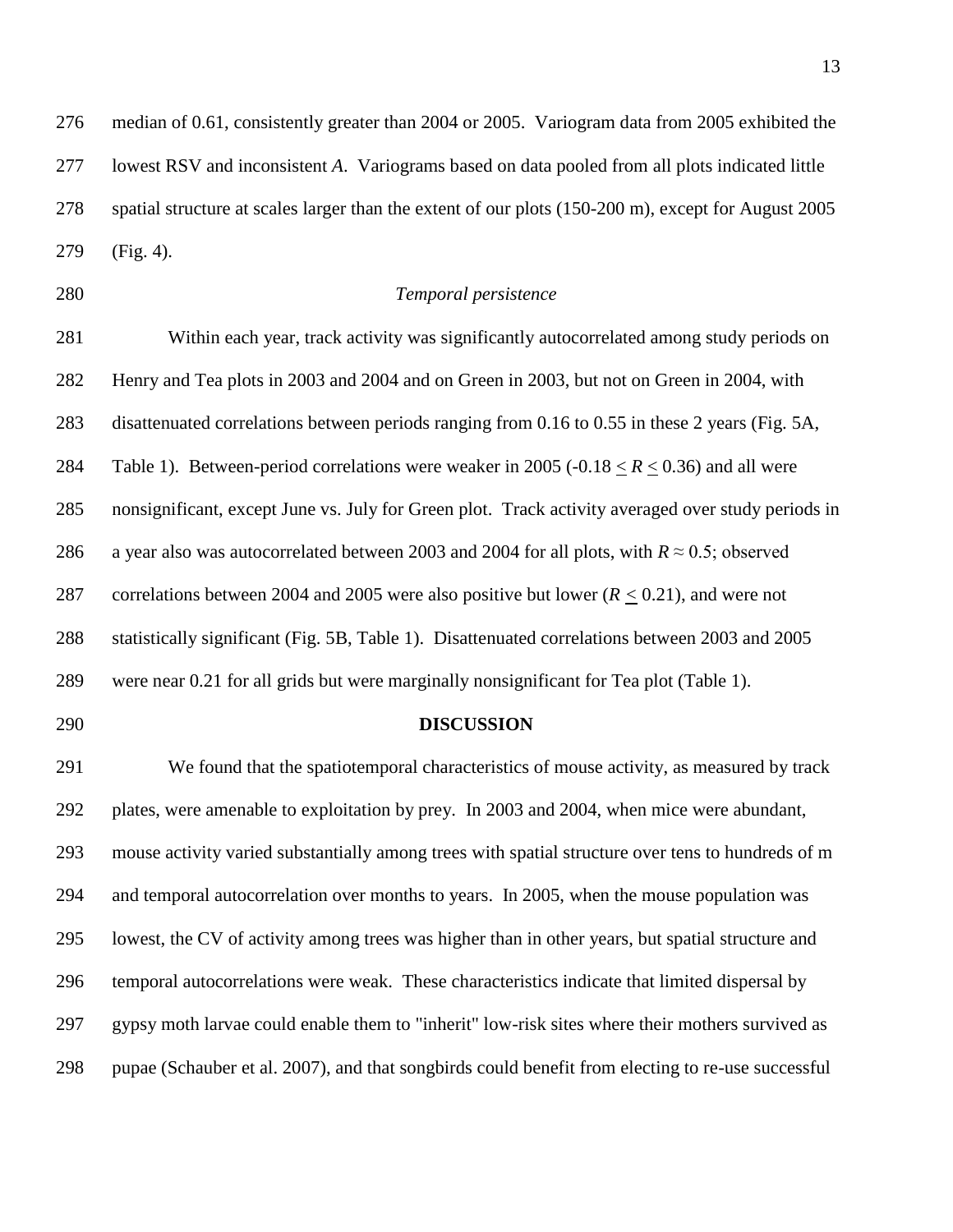median of 0.61, consistently greater than 2004 or 2005. Variogram data from 2005 exhibited the lowest RSV and inconsistent *A*. Variograms based on data pooled from all plots indicated little spatial structure at scales larger than the extent of our plots (150-200 m), except for August 2005 (Fig. 4).

### *Temporal persistence*

Within each year, track activity was significantly autocorrelated among study periods on Henry and Tea plots in 2003 and 2004 and on Green in 2003, but not on Green in 2004, with disattenuated correlations between periods ranging from 0.16 to 0.55 in these 2 years (Fig. 5A, Table 1). Between-period correlations were weaker in 2005 ($-0.18 \leq R \leq 0.36$) and all were nonsignificant, except June vs. July for Green plot. Track activity averaged over study periods in a year also was autocorrelated between 2003 and 2004 for all plots, with $R \approx 0.5$; observed correlations between 2004 and 2005 were also positive but lower ($R \leq 0.21$), and were not statistically significant (Fig. 5B, Table 1). Disattenuated correlations between 2003 and 2005 were near 0.21 for all grids but were marginally nonsignificant for Tea plot (Table 1).

## **DISCUSSION**

We found that the spatiotemporal characteristics of mouse activity, as measured by track plates, were amenable to exploitation by prey. In 2003 and 2004, when mice were abundant, mouse activity varied substantially among trees with spatial structure over tens to hundreds of m and temporal autocorrelation over months to years. In 2005, when the mouse population was lowest, the CV of activity among trees was higher than in other years, but spatial structure and temporal autocorrelations were weak. These characteristics indicate that limited dispersal by gypsy moth larvae could enable them to "inherit" low-risk sites where their mothers survived as pupae (Schauber et al. 2007), and that songbirds could benefit from electing to re-use successful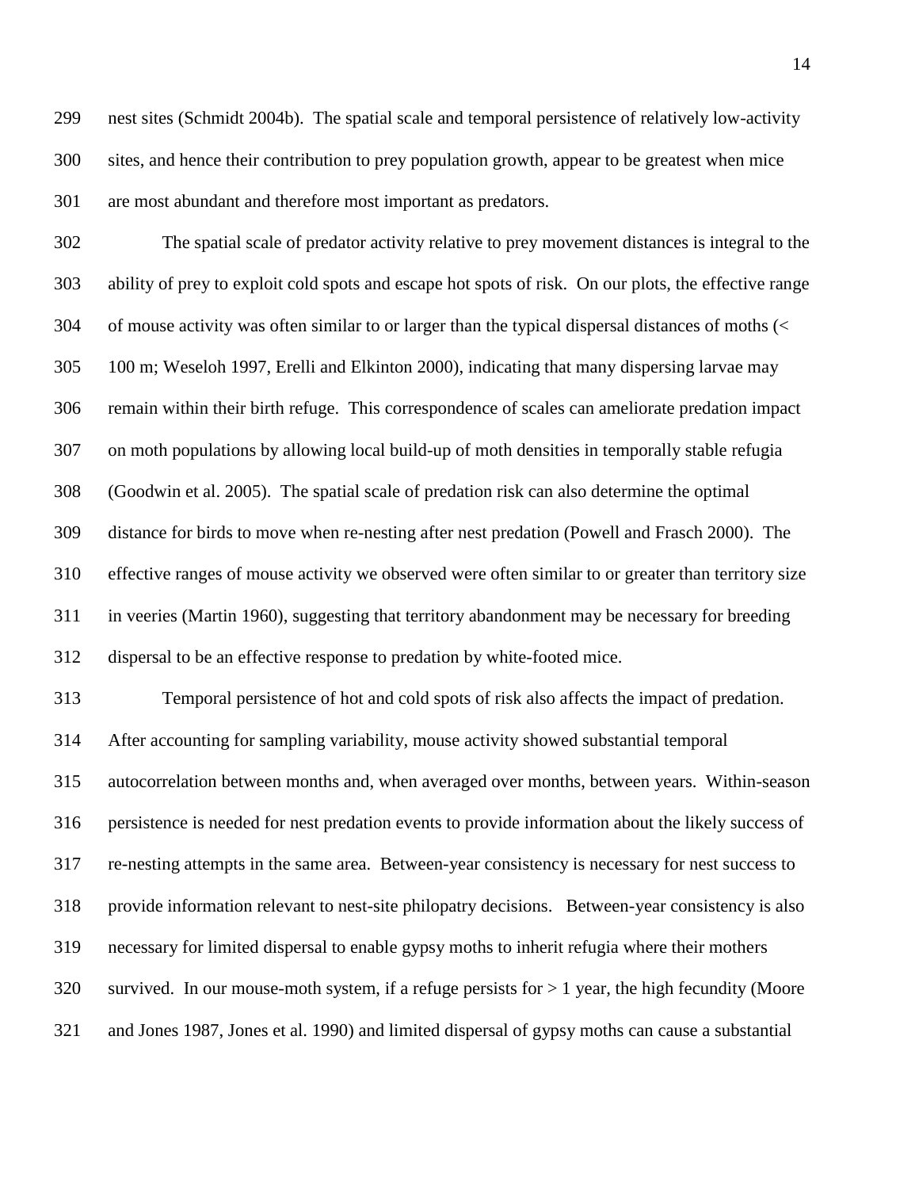nest sites (Schmidt 2004b). The spatial scale and temporal persistence of relatively low-activity sites, and hence their contribution to prey population growth, appear to be greatest when mice are most abundant and therefore most important as predators.

The spatial scale of predator activity relative to prey movement distances is integral to the ability of prey to exploit cold spots and escape hot spots of risk. On our plots, the effective range of mouse activity was often similar to or larger than the typical dispersal distances of moths (< 100 m; Weseloh 1997, Erelli and Elkinton 2000), indicating that many dispersing larvae may remain within their birth refuge. This correspondence of scales can ameliorate predation impact on moth populations by allowing local build-up of moth densities in temporally stable refugia (Goodwin et al. 2005). The spatial scale of predation risk can also determine the optimal distance for birds to move when re-nesting after nest predation (Powell and Frasch 2000). The effective ranges of mouse activity we observed were often similar to or greater than territory size in veeries (Martin 1960), suggesting that territory abandonment may be necessary for breeding dispersal to be an effective response to predation by white-footed mice.

Temporal persistence of hot and cold spots of risk also affects the impact of predation. After accounting for sampling variability, mouse activity showed substantial temporal autocorrelation between months and, when averaged over months, between years. Within-season persistence is needed for nest predation events to provide information about the likely success of re-nesting attempts in the same area. Between-year consistency is necessary for nest success to provide information relevant to nest-site philopatry decisions. Between-year consistency is also necessary for limited dispersal to enable gypsy moths to inherit refugia where their mothers survived. In our mouse-moth system, if a refuge persists for > 1 year, the high fecundity (Moore and Jones 1987, Jones et al. 1990) and limited dispersal of gypsy moths can cause a substantial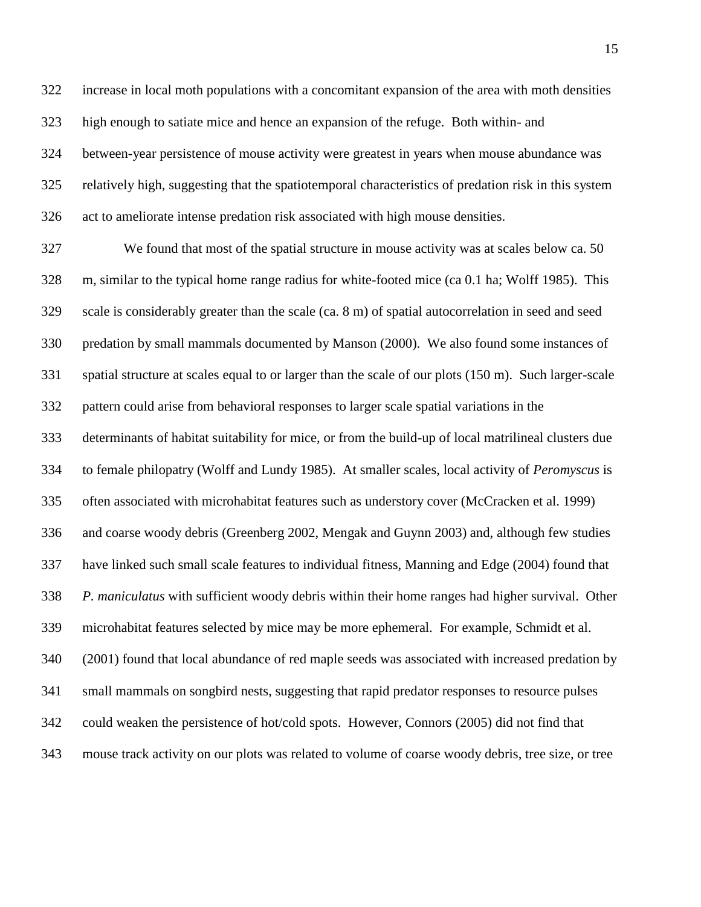increase in local moth populations with a concomitant expansion of the area with moth densities high enough to satiate mice and hence an expansion of the refuge. Both within- and between-year persistence of mouse activity were greatest in years when mouse abundance was relatively high, suggesting that the spatiotemporal characteristics of predation risk in this system act to ameliorate intense predation risk associated with high mouse densities.

We found that most of the spatial structure in mouse activity was at scales below ca. 50 m, similar to the typical home range radius for white-footed mice (ca 0.1 ha; Wolff 1985). This scale is considerably greater than the scale (ca. 8 m) of spatial autocorrelation in seed and seed predation by small mammals documented by Manson (2000). We also found some instances of spatial structure at scales equal to or larger than the scale of our plots (150 m). Such larger-scale pattern could arise from behavioral responses to larger scale spatial variations in the determinants of habitat suitability for mice, or from the build-up of local matrilineal clusters due to female philopatry (Wolff and Lundy 1985). At smaller scales, local activity of *Peromyscus* is often associated with microhabitat features such as understory cover (McCracken et al. 1999) and coarse woody debris (Greenberg 2002, Mengak and Guynn 2003) and, although few studies have linked such small scale features to individual fitness, Manning and Edge (2004) found that *P. maniculatus* with sufficient woody debris within their home ranges had higher survival. Other microhabitat features selected by mice may be more ephemeral. For example, Schmidt et al. (2001) found that local abundance of red maple seeds was associated with increased predation by small mammals on songbird nests, suggesting that rapid predator responses to resource pulses could weaken the persistence of hot/cold spots. However, Connors (2005) did not find that mouse track activity on our plots was related to volume of coarse woody debris, tree size, or tree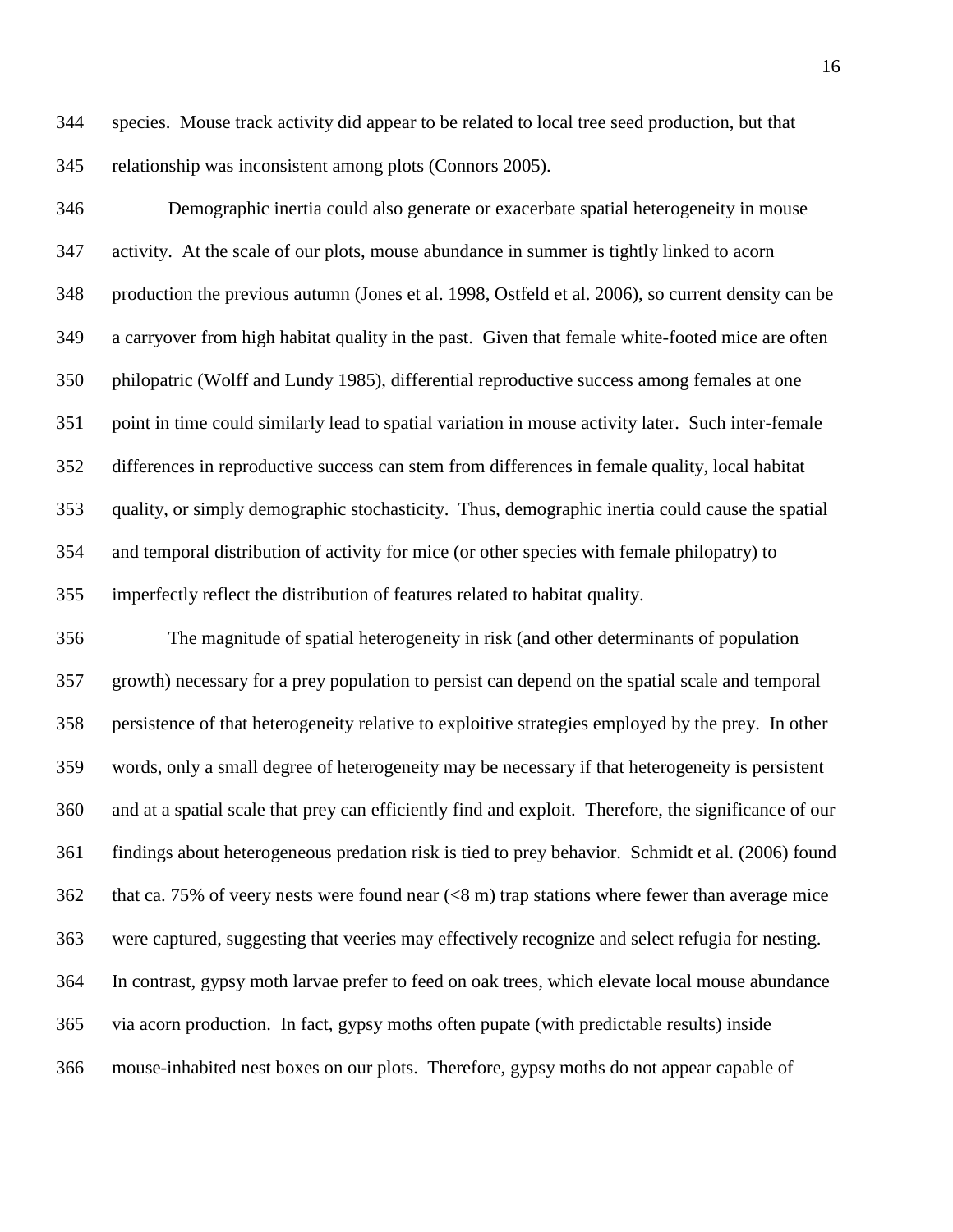species. Mouse track activity did appear to be related to local tree seed production, but that relationship was inconsistent among plots (Connors 2005).

Demographic inertia could also generate or exacerbate spatial heterogeneity in mouse activity. At the scale of our plots, mouse abundance in summer is tightly linked to acorn production the previous autumn (Jones et al. 1998, Ostfeld et al. 2006), so current density can be a carryover from high habitat quality in the past. Given that female white-footed mice are often philopatric (Wolff and Lundy 1985), differential reproductive success among females at one point in time could similarly lead to spatial variation in mouse activity later. Such inter-female differences in reproductive success can stem from differences in female quality, local habitat quality, or simply demographic stochasticity. Thus, demographic inertia could cause the spatial and temporal distribution of activity for mice (or other species with female philopatry) to imperfectly reflect the distribution of features related to habitat quality.

The magnitude of spatial heterogeneity in risk (and other determinants of population growth) necessary for a prey population to persist can depend on the spatial scale and temporal persistence of that heterogeneity relative to exploitive strategies employed by the prey. In other words, only a small degree of heterogeneity may be necessary if that heterogeneity is persistent and at a spatial scale that prey can efficiently find and exploit. Therefore, the significance of our findings about heterogeneous predation risk is tied to prey behavior. Schmidt et al. (2006) found that ca. 75% of veery nests were found near (<8 m) trap stations where fewer than average mice were captured, suggesting that veeries may effectively recognize and select refugia for nesting. In contrast, gypsy moth larvae prefer to feed on oak trees, which elevate local mouse abundance via acorn production. In fact, gypsy moths often pupate (with predictable results) inside mouse-inhabited nest boxes on our plots. Therefore, gypsy moths do not appear capable of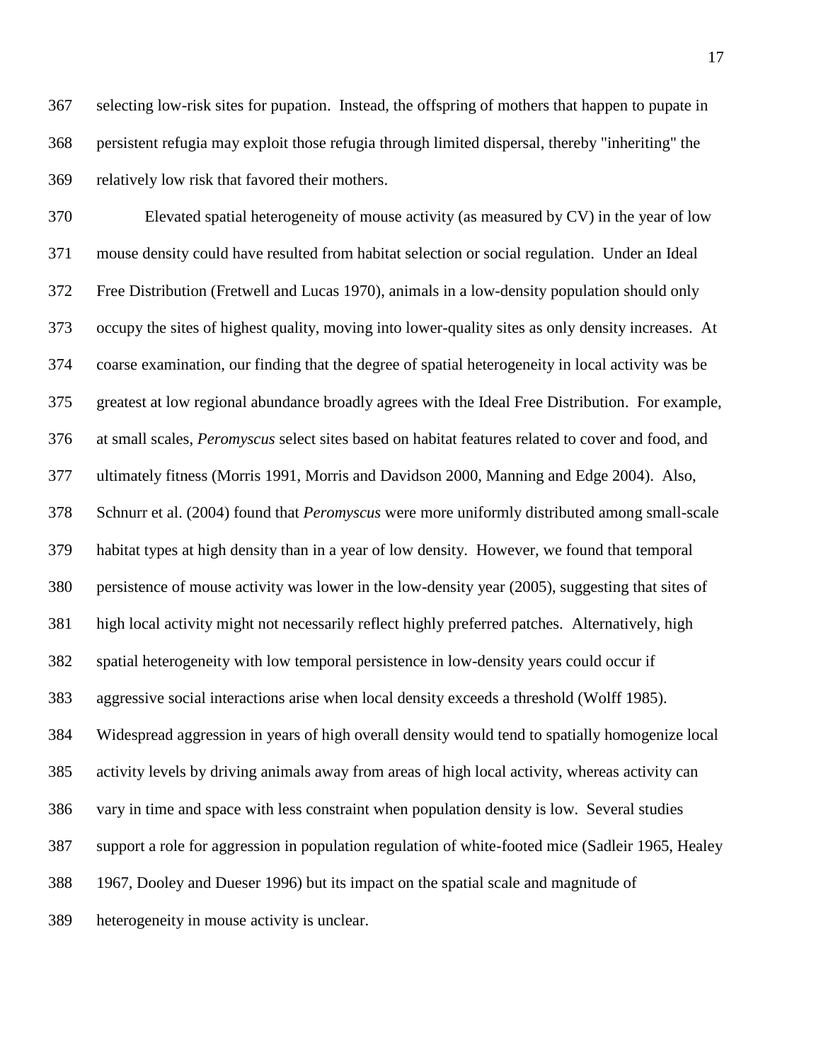selecting low-risk sites for pupation. Instead, the offspring of mothers that happen to pupate in persistent refugia may exploit those refugia through limited dispersal, thereby "inheriting" the relatively low risk that favored their mothers.

Elevated spatial heterogeneity of mouse activity (as measured by CV) in the year of low mouse density could have resulted from habitat selection or social regulation. Under an Ideal Free Distribution (Fretwell and Lucas 1970), animals in a low-density population should only occupy the sites of highest quality, moving into lower-quality sites as only density increases. At coarse examination, our finding that the degree of spatial heterogeneity in local activity was be greatest at low regional abundance broadly agrees with the Ideal Free Distribution. For example, at small scales, *Peromyscus* select sites based on habitat features related to cover and food, and ultimately fitness (Morris 1991, Morris and Davidson 2000, Manning and Edge 2004). Also, Schnurr et al. (2004) found that *Peromyscus* were more uniformly distributed among small-scale habitat types at high density than in a year of low density. However, we found that temporal persistence of mouse activity was lower in the low-density year (2005), suggesting that sites of high local activity might not necessarily reflect highly preferred patches. Alternatively, high spatial heterogeneity with low temporal persistence in low-density years could occur if aggressive social interactions arise when local density exceeds a threshold (Wolff 1985). Widespread aggression in years of high overall density would tend to spatially homogenize local activity levels by driving animals away from areas of high local activity, whereas activity can vary in time and space with less constraint when population density is low. Several studies support a role for aggression in population regulation of white-footed mice (Sadleir 1965, Healey 1967, Dooley and Dueser 1996) but its impact on the spatial scale and magnitude of heterogeneity in mouse activity is unclear.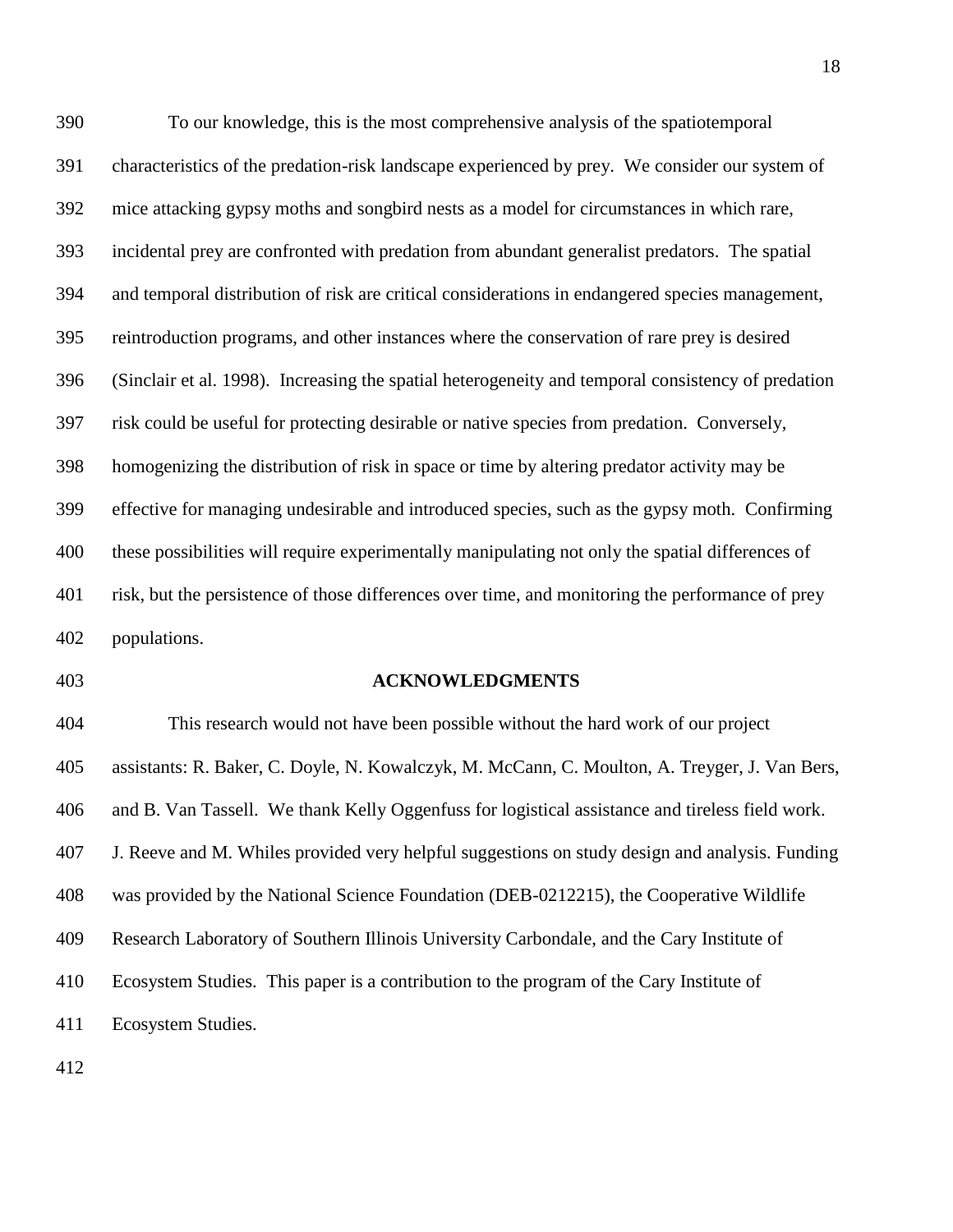To our knowledge, this is the most comprehensive analysis of the spatiotemporal characteristics of the predation-risk landscape experienced by prey. We consider our system of mice attacking gypsy moths and songbird nests as a model for circumstances in which rare, incidental prey are confronted with predation from abundant generalist predators. The spatial and temporal distribution of risk are critical considerations in endangered species management, reintroduction programs, and other instances where the conservation of rare prey is desired (Sinclair et al. 1998). Increasing the spatial heterogeneity and temporal consistency of predation risk could be useful for protecting desirable or native species from predation. Conversely, homogenizing the distribution of risk in space or time by altering predator activity may be effective for managing undesirable and introduced species, such as the gypsy moth. Confirming these possibilities will require experimentally manipulating not only the spatial differences of risk, but the persistence of those differences over time, and monitoring the performance of prey populations.

## ACKNOWLEDGMENTS

This research would not have been possible without the hard work of our project assistants: R. Baker, C. Doyle, N. Kowalczyk, M. McCann, C. Moulton, A. Treyger, J. Van Bers, and B. Van Tassell. We thank Kelly Oggenfuss for logistical assistance and tireless field work. J. Reeve and M. Whiles provided very helpful suggestions on study design and analysis. Funding was provided by the National Science Foundation (DEB-0212215), the Cooperative Wildlife Research Laboratory of Southern Illinois University Carbondale, and the Cary Institute of Ecosystem Studies. This paper is a contribution to the program of the Cary Institute of Ecosystem Studies.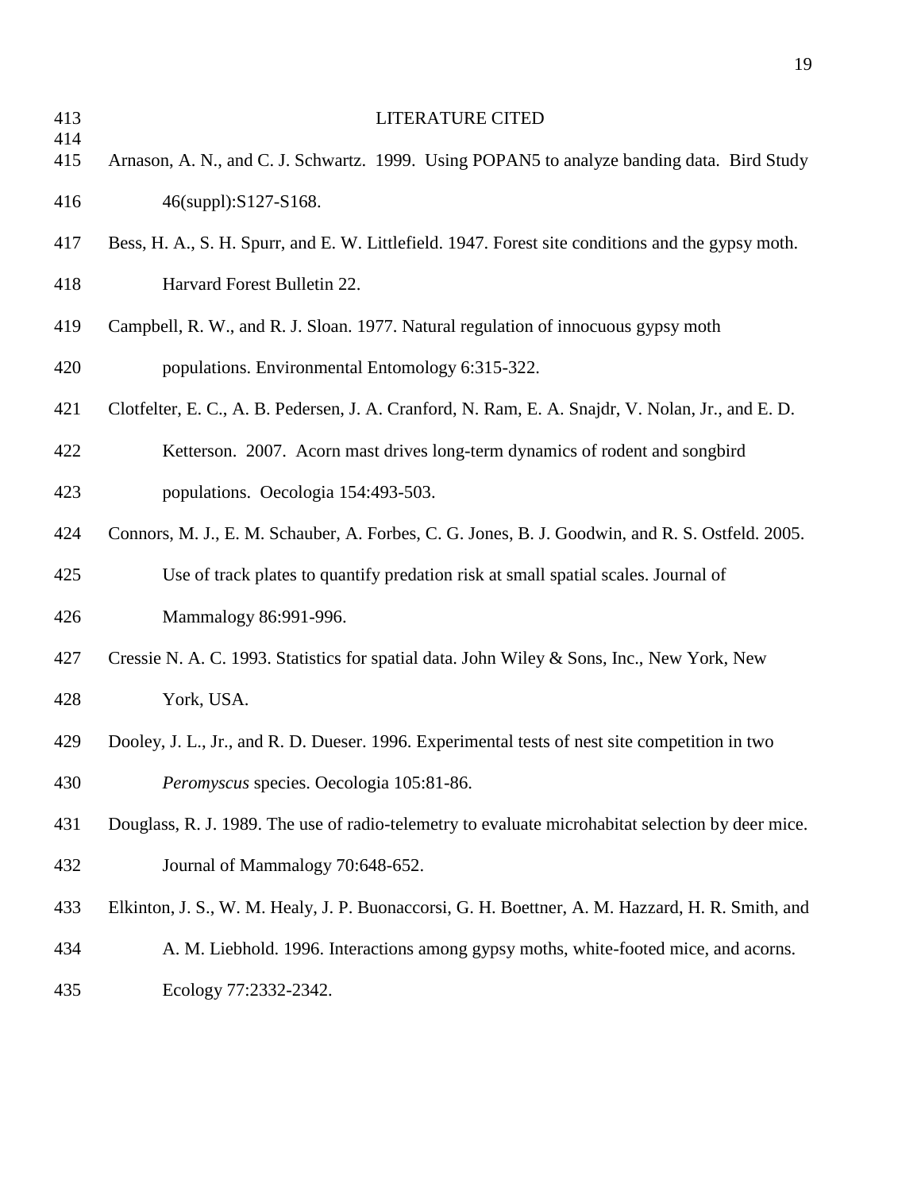## LITERATURE CITED

Arnason, A. N., and C. J. Schwartz. 1999. Using POPAN5 to analyze banding data. Bird Study 46(suppl):S127-S168.

Bess, H. A., S. H. Spurr, and E. W. Littlefield. 1947. Forest site conditions and the gypsy moth. Harvard Forest Bulletin 22.

Campbell, R. W., and R. J. Sloan. 1977. Natural regulation of innocuous gypsy moth populations. Environmental Entomology 6:315-322.

Clotfelter, E. C., A. B. Pedersen, J. A. Cranford, N. Ram, E. A. Snajdr, V. Nolan, Jr., and E. D. Ketterson. 2007. Acorn mast drives long-term dynamics of rodent and songbird populations. Oecologia 154:493-503.

Connors, M. J., E. M. Schauber, A. Forbes, C. G. Jones, B. J. Goodwin, and R. S. Ostfeld. 2005. Use of track plates to quantify predation risk at small spatial scales. Journal of Mammalogy 86:991-996.

Cressie N. A. C. 1993. Statistics for spatial data. John Wiley & Sons, Inc., New York, New York, USA.

Dooley, J. L., Jr., and R. D. Dueser. 1996. Experimental tests of nest site competition in two *Peromyscus* species. Oecologia 105:81-86.

Douglass, R. J. 1989. The use of radio-telemetry to evaluate microhabitat selection by deer mice. Journal of Mammalogy 70:648-652.

Elkinton, J. S., W. M. Healy, J. P. Buonaccorsi, G. H. Boettner, A. M. Hazzard, H. R. Smith, and A. M. Liebhold. 1996. Interactions among gypsy moths, white-footed mice, and acorns. Ecology 77:2332-2342.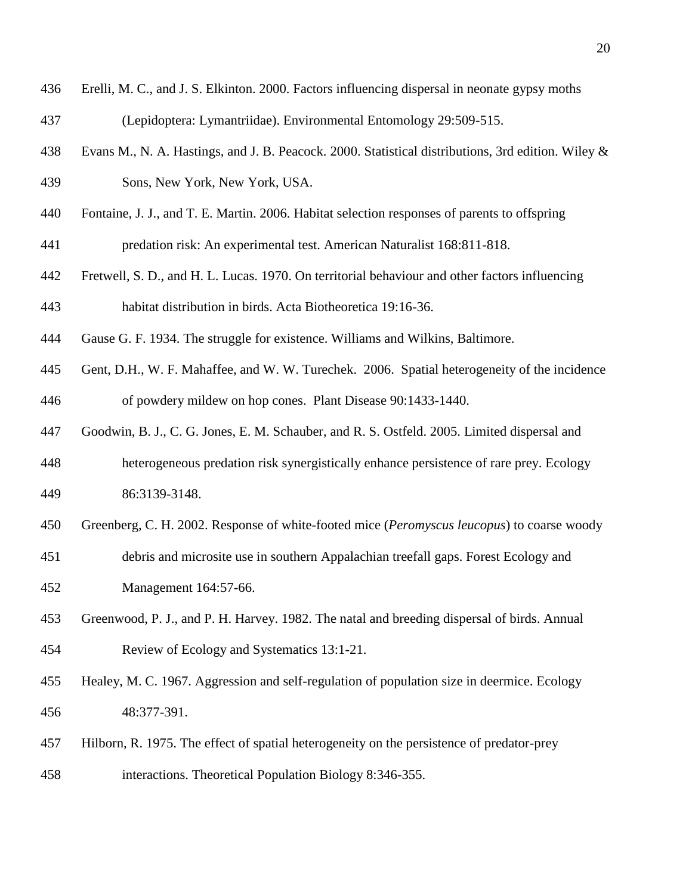Erelli, M. C., and J. S. Elkinton. 2000. Factors influencing dispersal in neonate gypsy moths (Lepidoptera: Lymantriidae). Environmental Entomology 29:509-515.

Evans M., N. A. Hastings, and J. B. Peacock. 2000. Statistical distributions, 3rd edition. Wiley & Sons, New York, New York, USA.

Fontaine, J. J., and T. E. Martin. 2006. Habitat selection responses of parents to offspring predation risk: An experimental test. American Naturalist 168:811-818.

Fretwell, S. D., and H. L. Lucas. 1970. On territorial behaviour and other factors influencing habitat distribution in birds. Acta Biotheoretica 19:16-36.

Gause G. F. 1934. The struggle for existence. Williams and Wilkins, Baltimore.

Gent, D.H., W. F. Mahaffee, and W. W. Turechek. 2006. Spatial heterogeneity of the incidence of powdery mildew on hop cones. Plant Disease 90:1433-1440.

Goodwin, B. J., C. G. Jones, E. M. Schauber, and R. S. Ostfeld. 2005. Limited dispersal and heterogeneous predation risk synergistically enhance persistence of rare prey. Ecology 86:3139-3148.

Greenberg, C. H. 2002. Response of white-footed mice (*Peromyscus leucopus*) to coarse woody debris and microsite use in southern Appalachian treefall gaps. Forest Ecology and Management 164:57-66.

Greenwood, P. J., and P. H. Harvey. 1982. The natal and breeding dispersal of birds. Annual Review of Ecology and Systematics 13:1-21.

Healey, M. C. 1967. Aggression and self-regulation of population size in deermice. Ecology 48:377-391.

Hilborn, R. 1975. The effect of spatial heterogeneity on the persistence of predator-prey interactions. Theoretical Population Biology 8:346-355.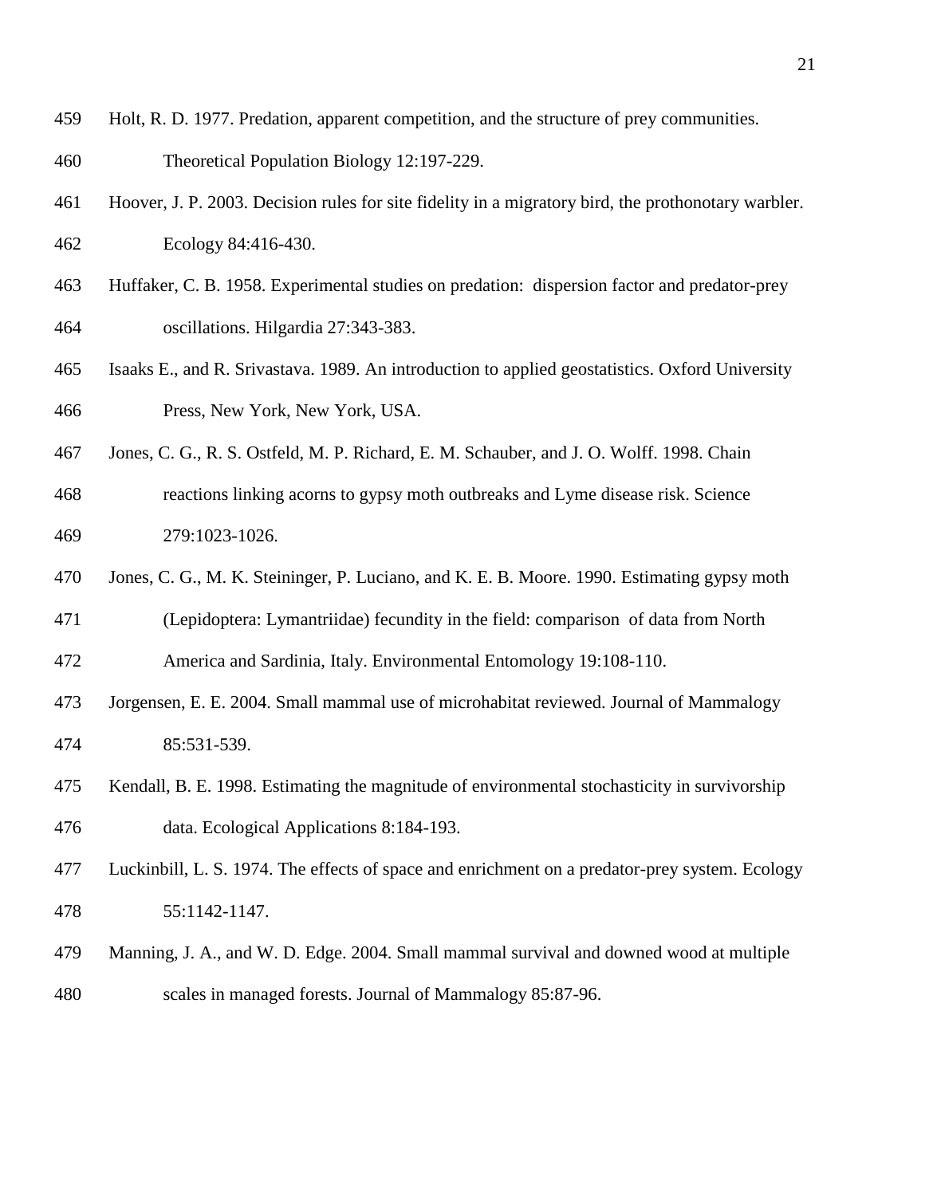Holt, R. D. 1977. Predation, apparent competition, and the structure of prey communities. Theoretical Population Biology 12:197-229.

Hoover, J. P. 2003. Decision rules for site fidelity in a migratory bird, the prothonotary warbler. Ecology 84:416-430.

Huffaker, C. B. 1958. Experimental studies on predation: dispersion factor and predator-prey oscillations. Hilgardia 27:343-383.

Isaaks E., and R. Srivastava. 1989. An introduction to applied geostatistics. Oxford University Press, New York, New York, USA.

Jones, C. G., R. S. Ostfeld, M. P. Richard, E. M. Schauber, and J. O. Wolff. 1998. Chain reactions linking acorns to gypsy moth outbreaks and Lyme disease risk. Science 279:1023-1026.

Jones, C. G., M. K. Steininger, P. Luciano, and K. E. B. Moore. 1990. Estimating gypsy moth (Lepidoptera: Lymantriidae) fecundity in the field: comparison of data from North America and Sardinia, Italy. Environmental Entomology 19:108-110.

Jorgensen, E. E. 2004. Small mammal use of microhabitat reviewed. Journal of Mammalogy 85:531-539.

Kendall, B. E. 1998. Estimating the magnitude of environmental stochasticity in survivorship data. Ecological Applications 8:184-193.

Luckinbill, L. S. 1974. The effects of space and enrichment on a predator-prey system. Ecology 55:1142-1147.

Manning, J. A., and W. D. Edge. 2004. Small mammal survival and downed wood at multiple scales in managed forests. Journal of Mammalogy 85:87-96.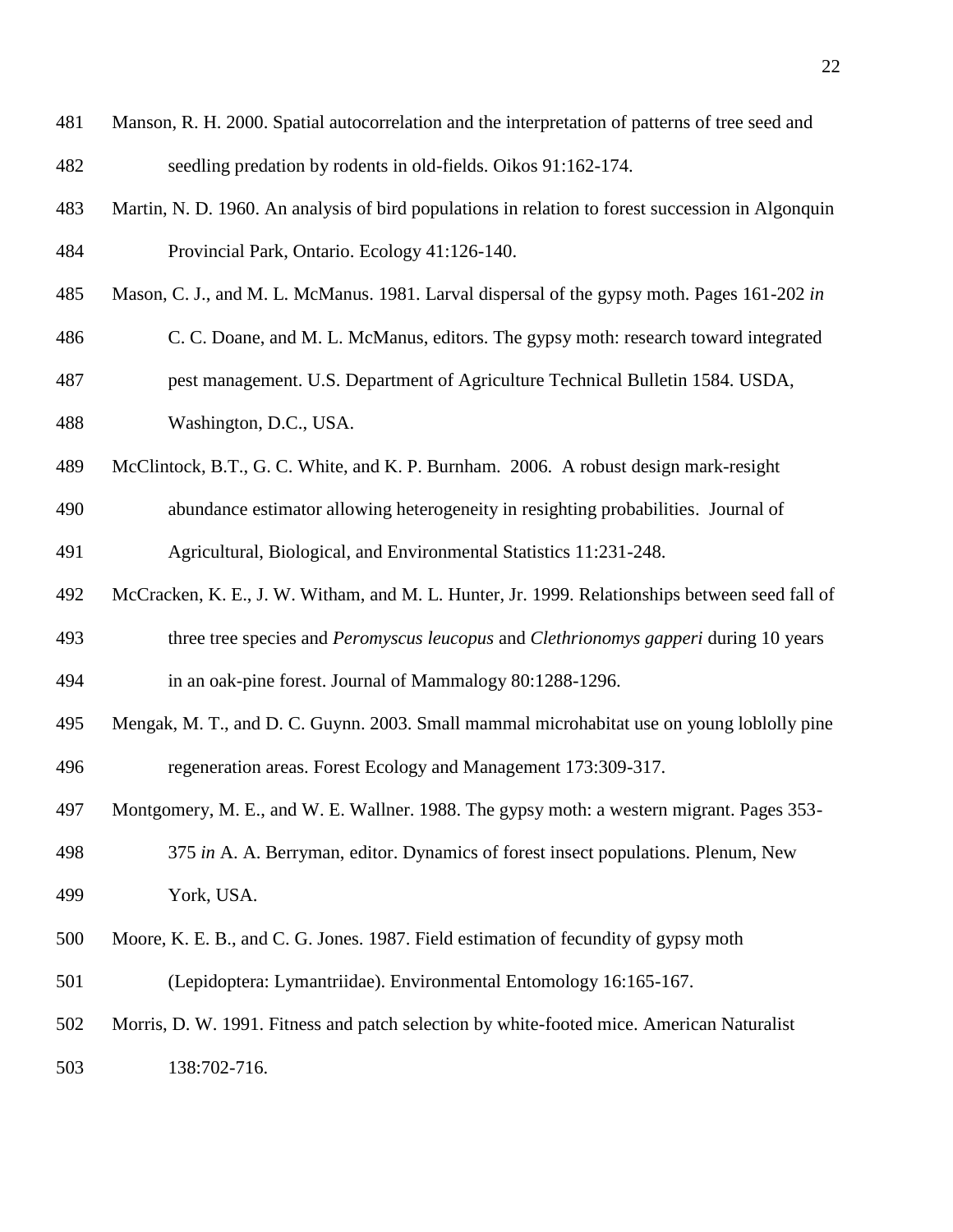Manson, R. H. 2000. Spatial autocorrelation and the interpretation of patterns of tree seed and seedling predation by rodents in old-fields. Oikos 91:162-174.

Martin, N. D. 1960. An analysis of bird populations in relation to forest succession in Algonquin Provincial Park, Ontario. Ecology 41:126-140.

Mason, C. J., and M. L. McManus. 1981. Larval dispersal of the gypsy moth. Pages 161-202 *in* C. C. Doane, and M. L. McManus, editors. The gypsy moth: research toward integrated pest management. U.S. Department of Agriculture Technical Bulletin 1584. USDA, Washington, D.C., USA.

McClintock, B.T., G. C. White, and K. P. Burnham. 2006. A robust design mark-resight abundance estimator allowing heterogeneity in resighting probabilities. Journal of Agricultural, Biological, and Environmental Statistics 11:231-248.

McCracken, K. E., J. W. Witham, and M. L. Hunter, Jr. 1999. Relationships between seed fall of three tree species and *Peromyscus leucopus* and *Clethrionomys gapperi* during 10 years in an oak-pine forest. Journal of Mammalogy 80:1288-1296.

Mengak, M. T., and D. C. Guynn. 2003. Small mammal microhabitat use on young loblolly pine regeneration areas. Forest Ecology and Management 173:309-317.

Montgomery, M. E., and W. E. Wallner. 1988. The gypsy moth: a western migrant. Pages 353-375 *in* A. A. Berryman, editor. Dynamics of forest insect populations. Plenum, New York, USA.

Moore, K. E. B., and C. G. Jones. 1987. Field estimation of fecundity of gypsy moth (Lepidoptera: Lymantriidae). Environmental Entomology 16:165-167.

Morris, D. W. 1991. Fitness and patch selection by white-footed mice. American Naturalist 138:702-716.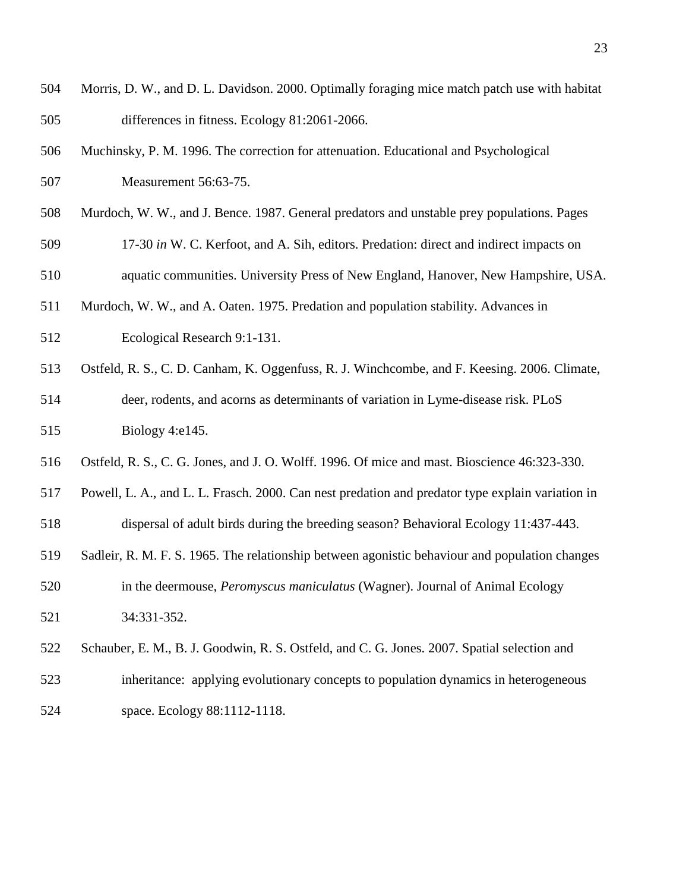Morris, D. W., and D. L. Davidson. 2000. Optimally foraging mice match patch use with habitat differences in fitness. Ecology 81:2061-2066.

Muchinsky, P. M. 1996. The correction for attenuation. Educational and Psychological Measurement 56:63-75.

Murdoch, W. W., and J. Bence. 1987. General predators and unstable prey populations. Pages 17-30 *in* W. C. Kerfoot, and A. Sih, editors. Predation: direct and indirect impacts on aquatic communities. University Press of New England, Hanover, New Hampshire, USA.

Murdoch, W. W., and A. Oaten. 1975. Predation and population stability. Advances in Ecological Research 9:1-131.

Ostfeld, R. S., C. D. Canham, K. Oggenfuss, R. J. Winchcombe, and F. Keesing. 2006. Climate, deer, rodents, and acorns as determinants of variation in Lyme-disease risk. PLoS Biology 4:e145.

Ostfeld, R. S., C. G. Jones, and J. O. Wolff. 1996. Of mice and mast. Bioscience 46:323-330.

Powell, L. A., and L. L. Frasch. 2000. Can nest predation and predator type explain variation in dispersal of adult birds during the breeding season? Behavioral Ecology 11:437-443.

Sadleir, R. M. F. S. 1965. The relationship between agonistic behaviour and population changes in the deermouse, *Peromyscus maniculatus* (Wagner). Journal of Animal Ecology 34:331-352.

Schauber, E. M., B. J. Goodwin, R. S. Ostfeld, and C. G. Jones. 2007. Spatial selection and inheritance: applying evolutionary concepts to population dynamics in heterogeneous space. Ecology 88:1112-1118.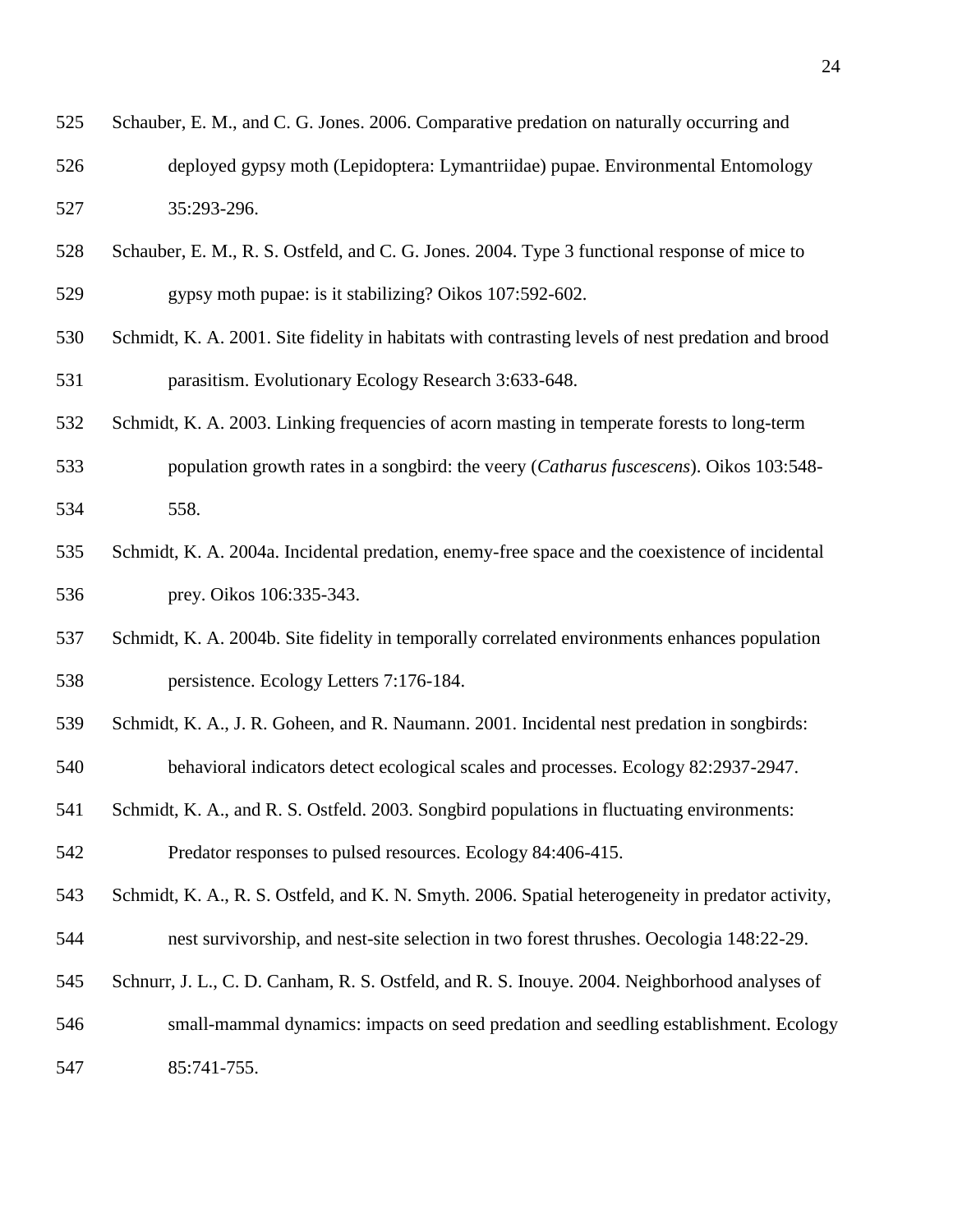Schauber, E. M., and C. G. Jones. 2006. Comparative predation on naturally occurring and deployed gypsy moth (Lepidoptera: Lymantriidae) pupae. Environmental Entomology 35:293-296.

Schauber, E. M., R. S. Ostfeld, and C. G. Jones. 2004. Type 3 functional response of mice to gypsy moth pupae: is it stabilizing? Oikos 107:592-602.

Schmidt, K. A. 2001. Site fidelity in habitats with contrasting levels of nest predation and brood parasitism. Evolutionary Ecology Research 3:633-648.

Schmidt, K. A. 2003. Linking frequencies of acorn masting in temperate forests to long-term population growth rates in a songbird: the veery (*Catharus fuscescens*). Oikos 103:548-558.

Schmidt, K. A. 2004a. Incidental predation, enemy-free space and the coexistence of incidental prey. Oikos 106:335-343.

Schmidt, K. A. 2004b. Site fidelity in temporally correlated environments enhances population persistence. Ecology Letters 7:176-184.

Schmidt, K. A., J. R. Goheen, and R. Naumann. 2001. Incidental nest predation in songbirds: behavioral indicators detect ecological scales and processes. Ecology 82:2937-2947.

Schmidt, K. A., and R. S. Ostfeld. 2003. Songbird populations in fluctuating environments: Predator responses to pulsed resources. Ecology 84:406-415.

Schmidt, K. A., R. S. Ostfeld, and K. N. Smyth. 2006. Spatial heterogeneity in predator activity, nest survivorship, and nest-site selection in two forest thrushes. Oecologia 148:22-29.

Schnurr, J. L., C. D. Canham, R. S. Ostfeld, and R. S. Inouye. 2004. Neighborhood analyses of small-mammal dynamics: impacts on seed predation and seedling establishment. Ecology 85:741-755.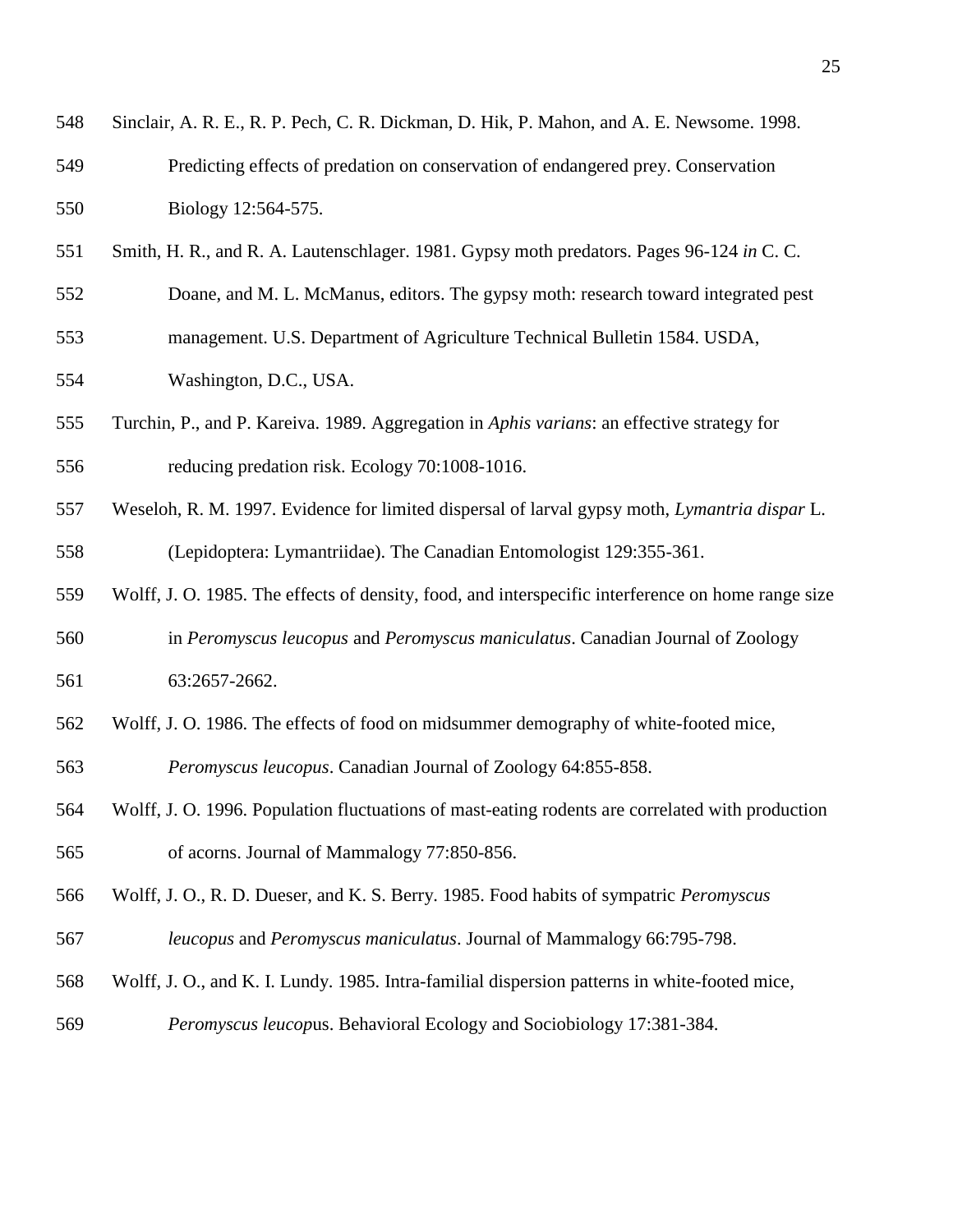Sinclair, A. R. E., R. P. Pech, C. R. Dickman, D. Hik, P. Mahon, and A. E. Newsome. 1998. Predicting effects of predation on conservation of endangered prey. Conservation Biology 12:564-575.

Smith, H. R., and R. A. Lautenschlager. 1981. Gypsy moth predators. Pages 96-124 *in* C. C. Doane, and M. L. McManus, editors. The gypsy moth: research toward integrated pest management. U.S. Department of Agriculture Technical Bulletin 1584. USDA, Washington, D.C., USA.

Turchin, P., and P. Kareiva. 1989. Aggregation in *Aphis varians*: an effective strategy for reducing predation risk. Ecology 70:1008-1016.

Weseloh, R. M. 1997. Evidence for limited dispersal of larval gypsy moth, *Lymantria dispar* L. (Lepidoptera: Lymantriidae). The Canadian Entomologist 129:355-361.

Wolff, J. O. 1985. The effects of density, food, and interspecific interference on home range size in *Peromyscus leucopus* and *Peromyscus maniculatus*. Canadian Journal of Zoology 63:2657-2662.

Wolff, J. O. 1986. The effects of food on midsummer demography of white-footed mice, *Peromyscus leucopus*. Canadian Journal of Zoology 64:855-858.

Wolff, J. O. 1996. Population fluctuations of mast-eating rodents are correlated with production of acorns. Journal of Mammalogy 77:850-856.

Wolff, J. O., R. D. Dueser, and K. S. Berry. 1985. Food habits of sympatric *Peromyscus leucopus* and *Peromyscus maniculatus*. Journal of Mammalogy 66:795-798.

Wolff, J. O., and K. I. Lundy. 1985. Intra-familial dispersion patterns in white-footed mice, *Peromyscus leucop*us. Behavioral Ecology and Sociobiology 17:381-384.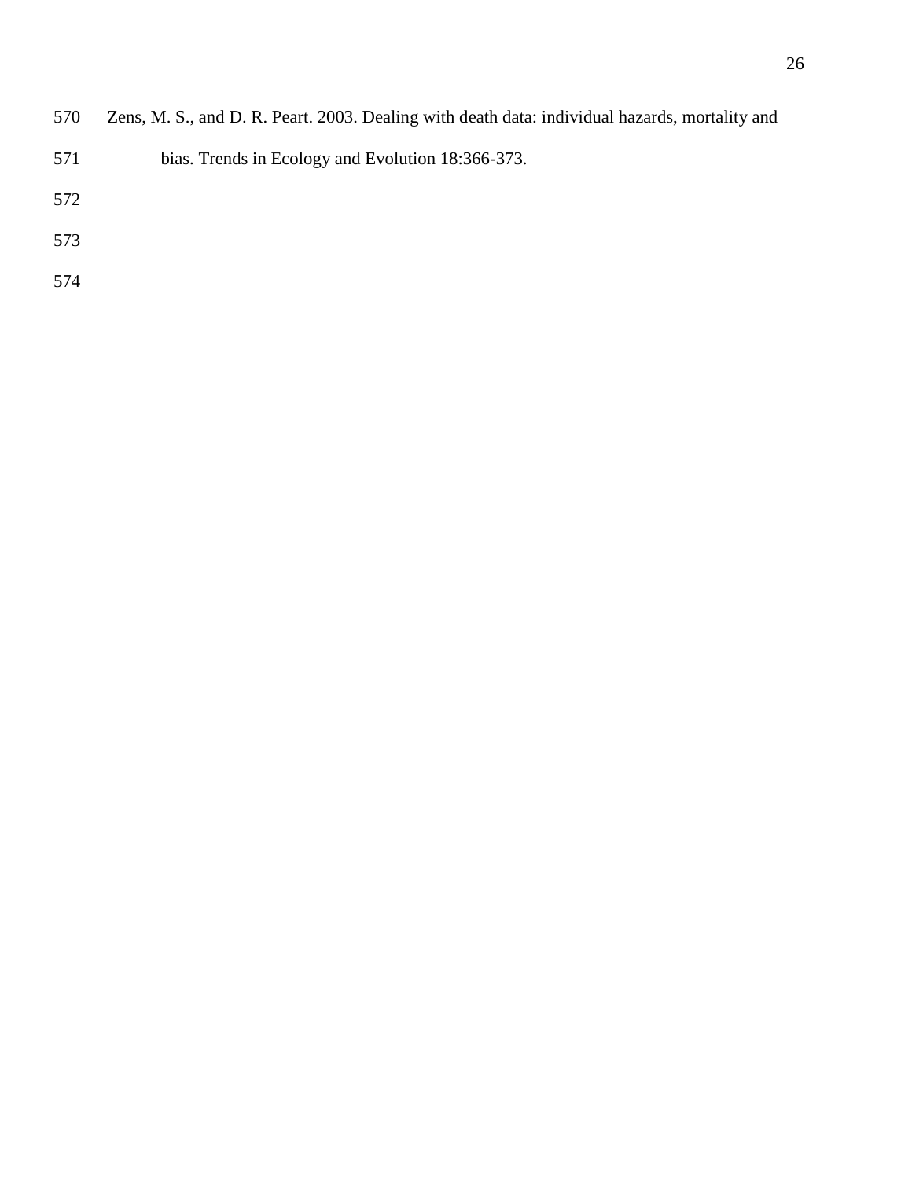Zens, M. S., and D. R. Peart. 2003. Dealing with death data: individual hazards, mortality and bias. Trends in Ecology and Evolution 18:366-373.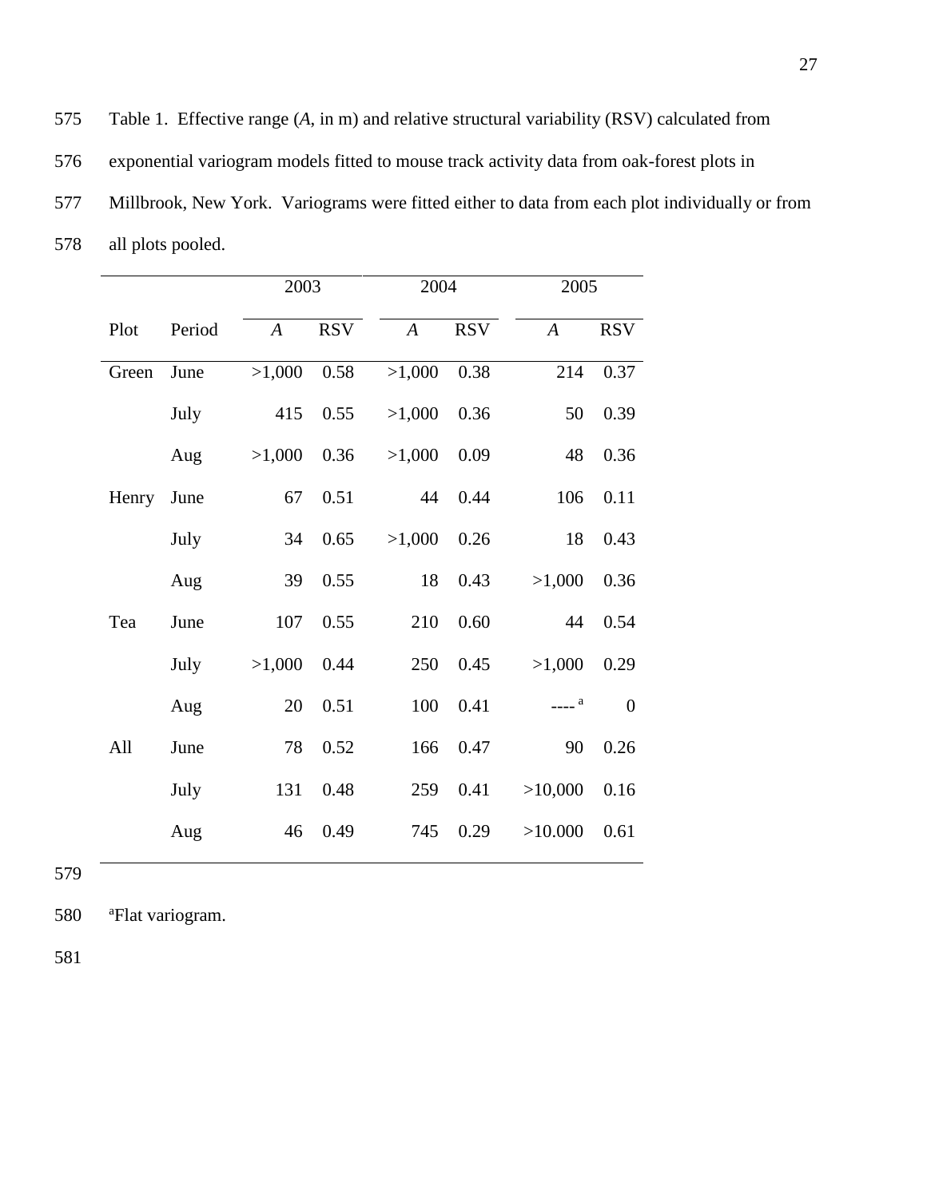Table 1. Effective range (*A*, in m) and relative structural variability (RSV) calculated from exponential variogram models fitted to mouse track activity data from oak-forest plots in Millbrook, New York. Variograms were fitted either to data from each plot individually or from all plots pooled.

| | | 2003 | | 2004 | | 2005 | |
|---|---|---|---|---|---|---|---|
| Plot | Period | *A* | RSV | *A* | RSV | *A* | RSV |
| Green | June | >1,000 | 0.58 | >1,000 | 0.38 | 214 | 0.37 |
| | July | 415 | 0.55 | >1,000 | 0.36 | 50 | 0.39 |
| | Aug | >1,000 | 0.36 | >1,000 | 0.09 | 48 | 0.36 |
| Henry | June | 67 | 0.51 | 44 | 0.44 | 106 | 0.11 |
| | July | 34 | 0.65 | >1,000 | 0.26 | 18 | 0.43 |
| | Aug | 39 | 0.55 | 18 | 0.43 | >1,000 | 0.36 |
| Tea | June | 107 | 0.55 | 210 | 0.60 | 44 | 0.54 |
| | July | >1,000 | 0.44 | 250 | 0.45 | >1,000 | 0.29 |
| | Aug | 20 | 0.51 | 100 | 0.41 | ---- [a] | 0 |
| All | June | 78 | 0.52 | 166 | 0.47 | 90 | 0.26 |
| | July | 131 | 0.48 | 259 | 0.41 | >10,000 | 0.16 |
| | Aug | 46 | 0.49 | 745 | 0.29 | >10.000 | 0.61 |

[a]Flat variogram.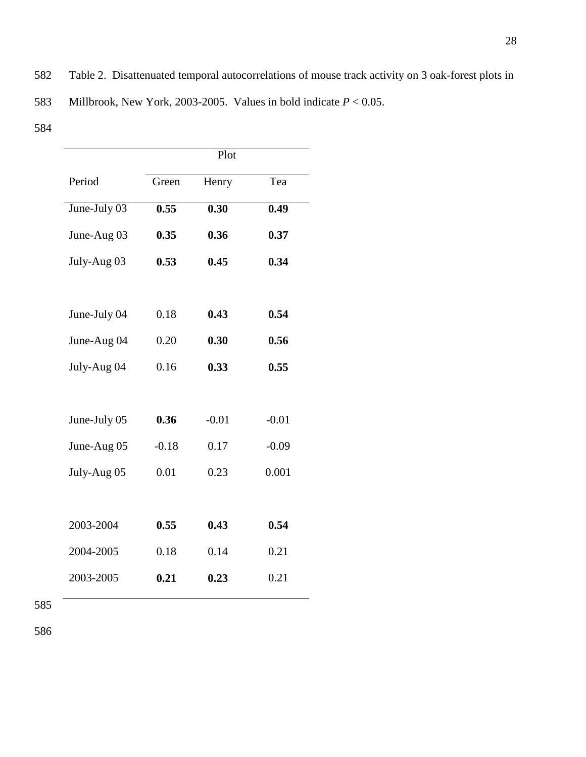Table 2. Disattenuated temporal autocorrelations of mouse track activity on 3 oak-forest plots in Millbrook, New York, 2003-2005. Values in bold indicate $P < 0.05$.

| | Plot | | |
|---|---|---|---|
| Period | Green | Henry | Tea |
| June-July 03 | **0.55** | **0.30** | **0.49** |
| June-Aug 03 | **0.35** | **0.36** | **0.37** |
| July-Aug 03 | **0.53** | **0.45** | **0.34** |
| | | | |
| June-July 04 | 0.18 | **0.43** | **0.54** |
| June-Aug 04 | 0.20 | **0.30** | **0.56** |
| July-Aug 04 | 0.16 | **0.33** | **0.55** |
| | | | |
| June-July 05 | **0.36** | -0.01 | -0.01 |
| June-Aug 05 | -0.18 | 0.17 | -0.09 |
| July-Aug 05 | 0.01 | 0.23 | 0.001 |
| | | | |
| 2003-2004 | **0.55** | **0.43** | **0.54** |
| 2004-2005 | 0.18 | 0.14 | 0.21 |
| 2003-2005 | **0.21** | **0.23** | 0.21 |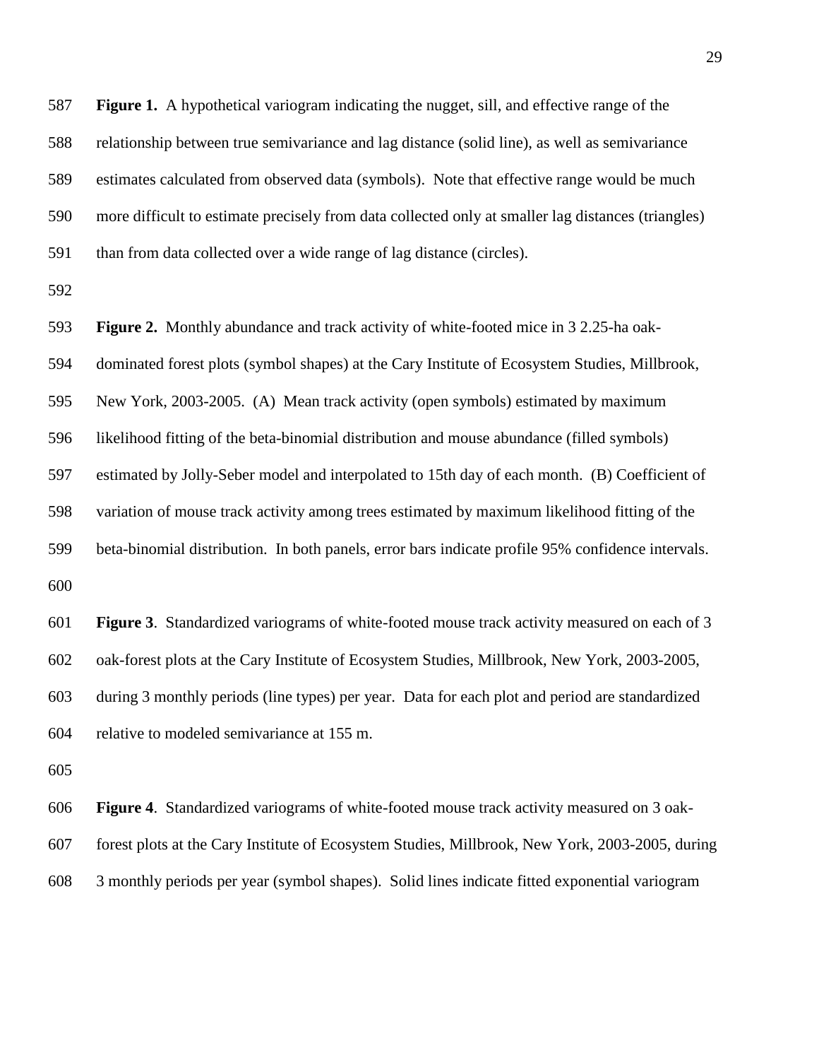**Figure 1.** A hypothetical variogram indicating the nugget, sill, and effective range of the relationship between true semivariance and lag distance (solid line), as well as semivariance estimates calculated from observed data (symbols). Note that effective range would be much more difficult to estimate precisely from data collected only at smaller lag distances (triangles) than from data collected over a wide range of lag distance (circles).

**Figure 2.** Monthly abundance and track activity of white-footed mice in 3 2.25-ha oak-dominated forest plots (symbol shapes) at the Cary Institute of Ecosystem Studies, Millbrook, New York, 2003-2005. (A) Mean track activity (open symbols) estimated by maximum likelihood fitting of the beta-binomial distribution and mouse abundance (filled symbols) estimated by Jolly-Seber model and interpolated to 15th day of each month. (B) Coefficient of variation of mouse track activity among trees estimated by maximum likelihood fitting of the beta-binomial distribution. In both panels, error bars indicate profile 95% confidence intervals.

**Figure 3**. Standardized variograms of white-footed mouse track activity measured on each of 3 oak-forest plots at the Cary Institute of Ecosystem Studies, Millbrook, New York, 2003-2005, during 3 monthly periods (line types) per year. Data for each plot and period are standardized relative to modeled semivariance at 155 m.

**Figure 4**. Standardized variograms of white-footed mouse track activity measured on 3 oak-forest plots at the Cary Institute of Ecosystem Studies, Millbrook, New York, 2003-2005, during 3 monthly periods per year (symbol shapes). Solid lines indicate fitted exponential variogram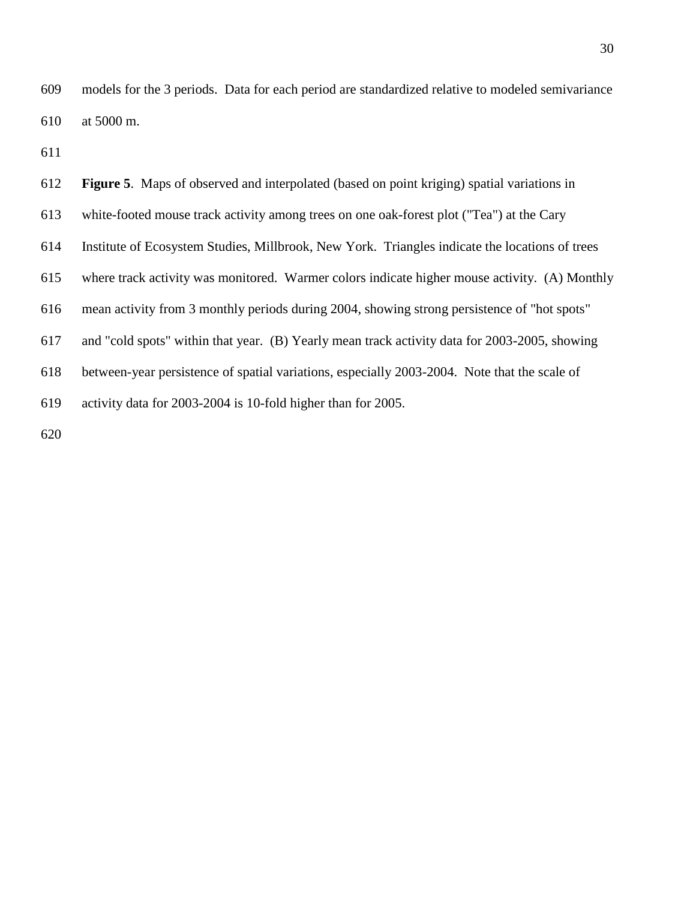models for the 3 periods. Data for each period are standardized relative to modeled semivariance at 5000 m.

**Figure 5**. Maps of observed and interpolated (based on point kriging) spatial variations in white-footed mouse track activity among trees on one oak-forest plot ("Tea") at the Cary Institute of Ecosystem Studies, Millbrook, New York. Triangles indicate the locations of trees where track activity was monitored. Warmer colors indicate higher mouse activity. (A) Monthly mean activity from 3 monthly periods during 2004, showing strong persistence of "hot spots" and "cold spots" within that year. (B) Yearly mean track activity data for 2003-2005, showing between-year persistence of spatial variations, especially 2003-2004. Note that the scale of activity data for 2003-2004 is 10-fold higher than for 2005.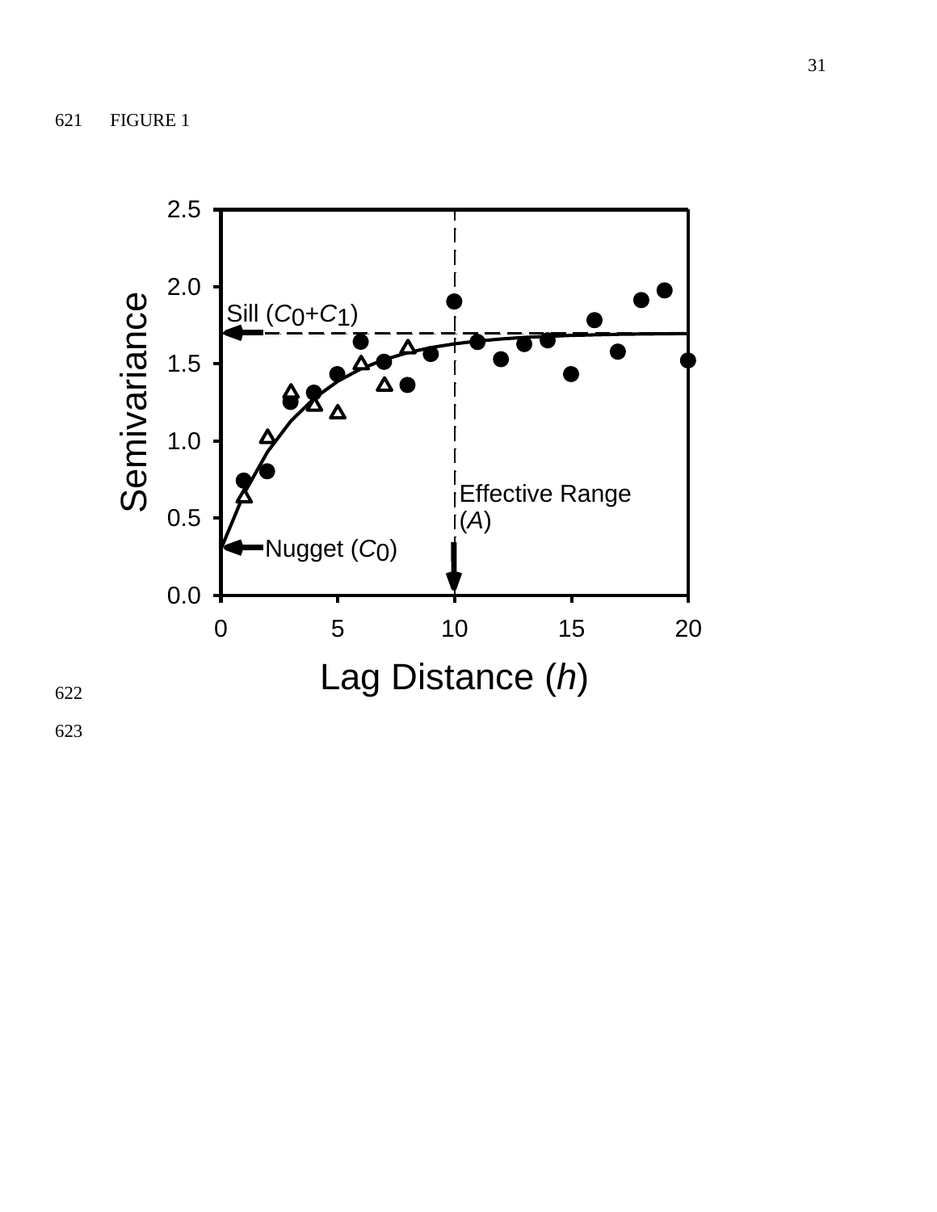FIGURE 1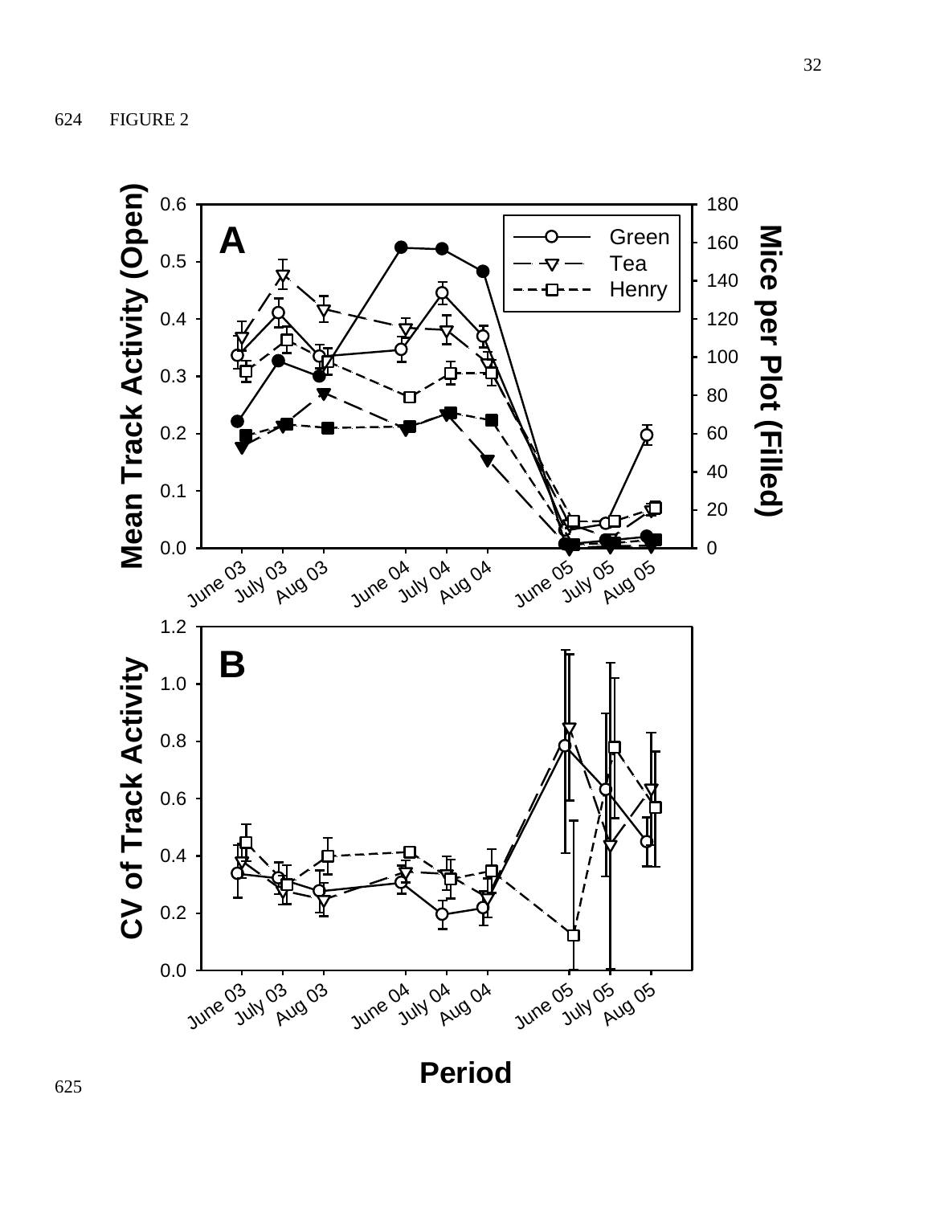624 FIGURE 2

625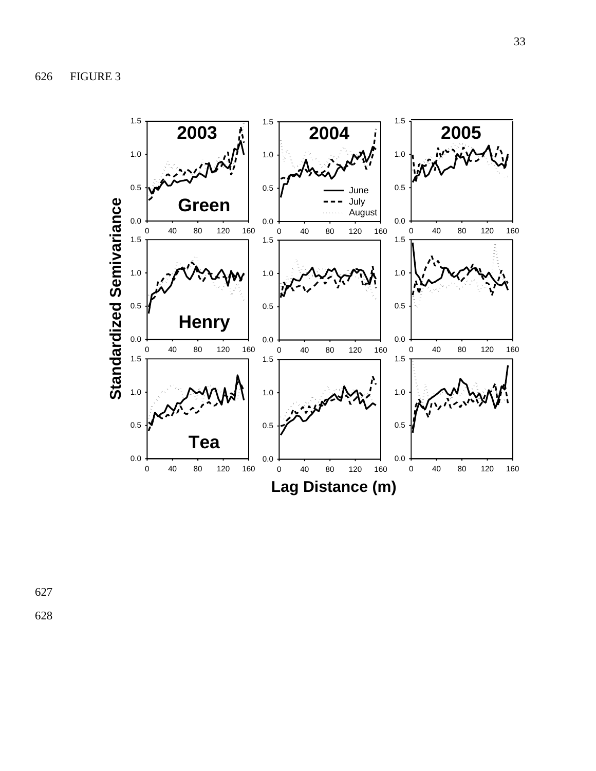626 FIGURE 3

627

628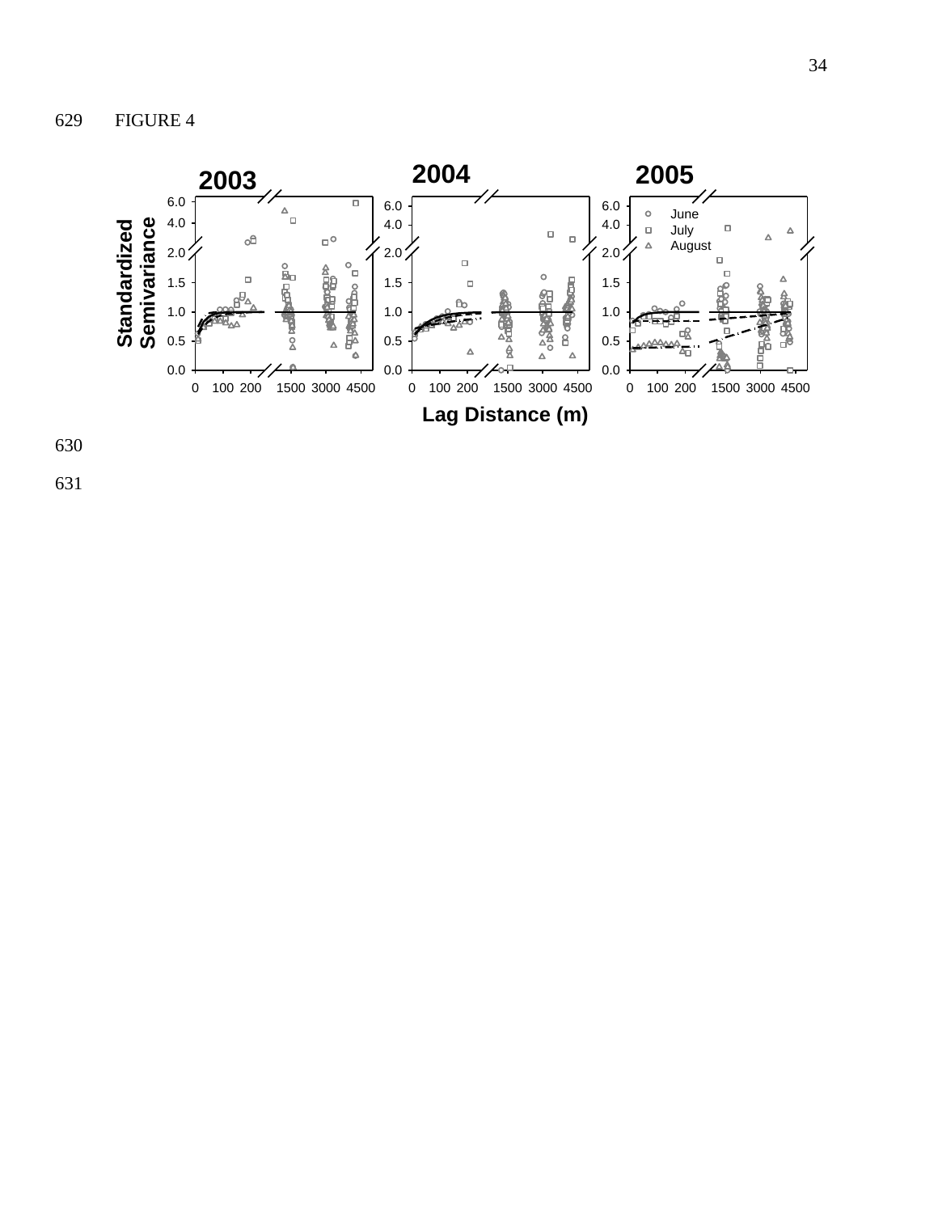629 FIGURE 4

630

631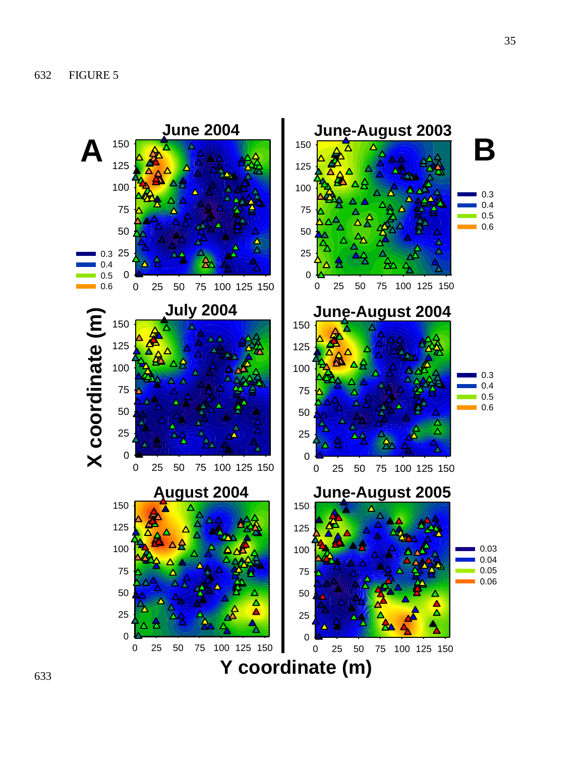632 FIGURE 5

A

B

June 2004

July 2004

August 2004

June-August 2003

June-August 2004

June-August 2005

0.3
0.4
0.5
0.6

0.3
0.4
0.5
0.6

0.3
0.4
0.5
0.6

0.03
0.04
0.05
0.06

0 25 50 75 100 125 150

X coordinate (m)

Y coordinate (m)

633